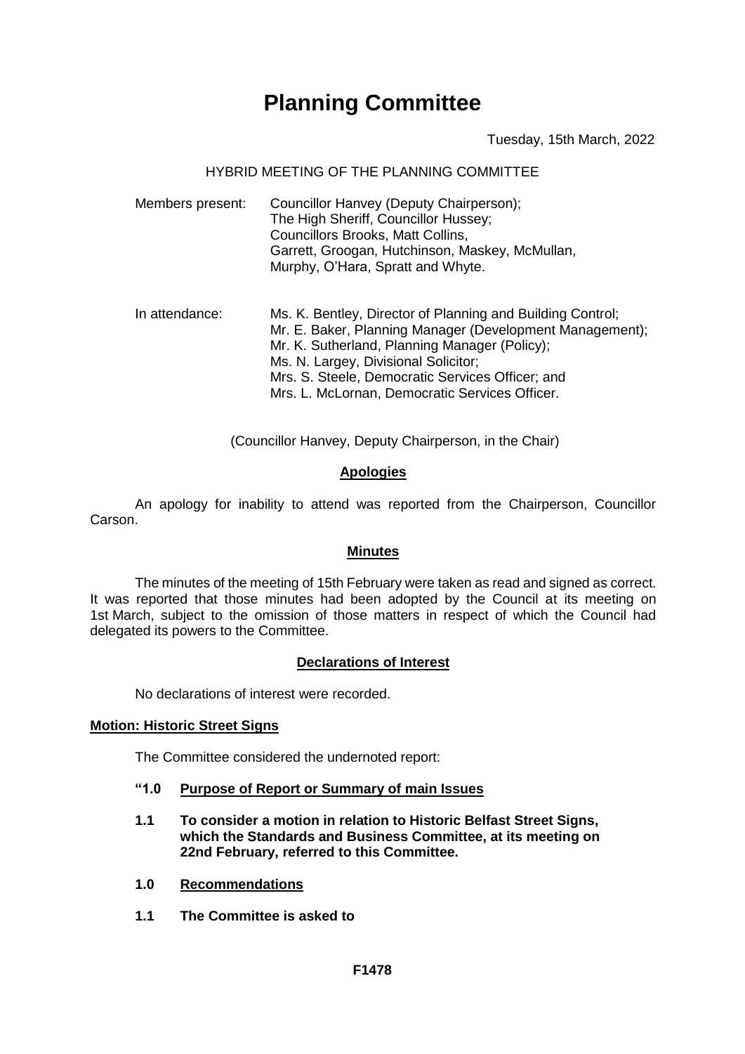# Planning Committee

Tuesday, 15th March, 2022

HYBRID MEETING OF THE PLANNING COMMITTEE

Members present: Councillor Hanvey (Deputy Chairperson);
The High Sheriff, Councillor Hussey;
Councillors Brooks, Matt Collins,
Garrett, Groogan, Hutchinson, Maskey, McMullan,
Murphy, O'Hara, Spratt and Whyte.

In attendance: Ms. K. Bentley, Director of Planning and Building Control;
Mr. E. Baker, Planning Manager (Development Management);
Mr. K. Sutherland, Planning Manager (Policy);
Ms. N. Largey, Divisional Solicitor;
Mrs. S. Steele, Democratic Services Officer; and
Mrs. L. McLornan, Democratic Services Officer.

(Councillor Hanvey, Deputy Chairperson, in the Chair)

## Apologies

An apology for inability to attend was reported from the Chairperson, Councillor Carson.

## Minutes

The minutes of the meeting of 15th February were taken as read and signed as correct. It was reported that those minutes had been adopted by the Council at its meeting on 1st March, subject to the omission of those matters in respect of which the Council had delegated its powers to the Committee.

## Declarations of Interest

No declarations of interest were recorded.

## Motion: Historic Street Signs

The Committee considered the undernoted report:

**"1.0 Purpose of Report or Summary of main Issues**

**1.1 To consider a motion in relation to Historic Belfast Street Signs, which the Standards and Business Committee, at its meeting on 22nd February, referred to this Committee.**

**1.0 Recommendations**

**1.1 The Committee is asked to**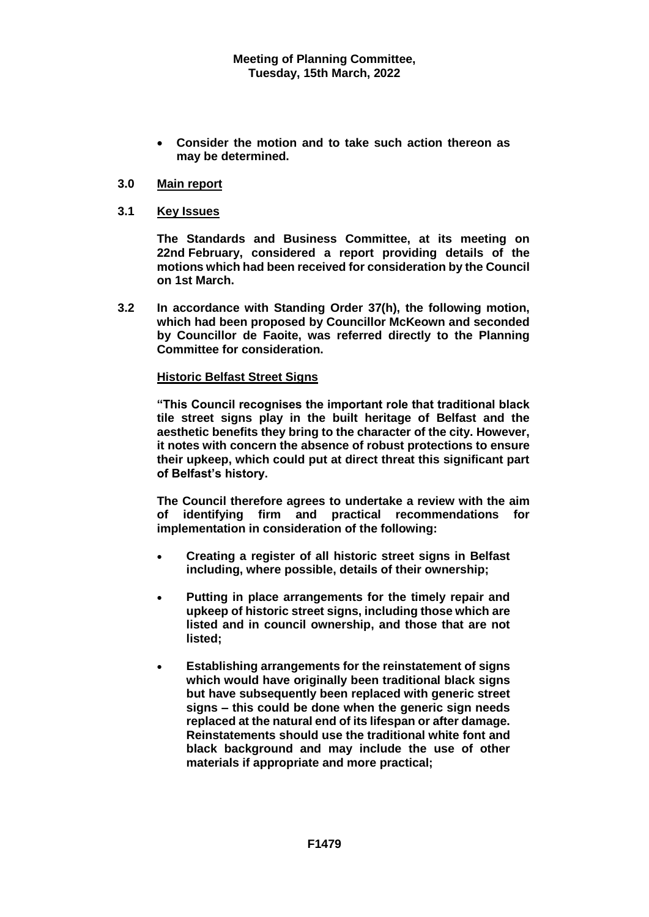- **Consider the motion and to take such action thereon as may be determined.**

**3.0 Main report**

**3.1 Key Issues**

**The Standards and Business Committee, at its meeting on 22nd February, considered a report providing details of the motions which had been received for consideration by the Council on 1st March.**

**3.2 In accordance with Standing Order 37(h), the following motion, which had been proposed by Councillor McKeown and seconded by Councillor de Faoite, was referred directly to the Planning Committee for consideration.**

**Historic Belfast Street Signs**

**"This Council recognises the important role that traditional black tile street signs play in the built heritage of Belfast and the aesthetic benefits they bring to the character of the city. However, it notes with concern the absence of robust protections to ensure their upkeep, which could put at direct threat this significant part of Belfast's history.**

**The Council therefore agrees to undertake a review with the aim of identifying firm and practical recommendations for implementation in consideration of the following:**

- **Creating a register of all historic street signs in Belfast including, where possible, details of their ownership;**
- **Putting in place arrangements for the timely repair and upkeep of historic street signs, including those which are listed and in council ownership, and those that are not listed;**
- **Establishing arrangements for the reinstatement of signs which would have originally been traditional black signs but have subsequently been replaced with generic street signs – this could be done when the generic sign needs replaced at the natural end of its lifespan or after damage. Reinstatements should use the traditional white font and black background and may include the use of other materials if appropriate and more practical;**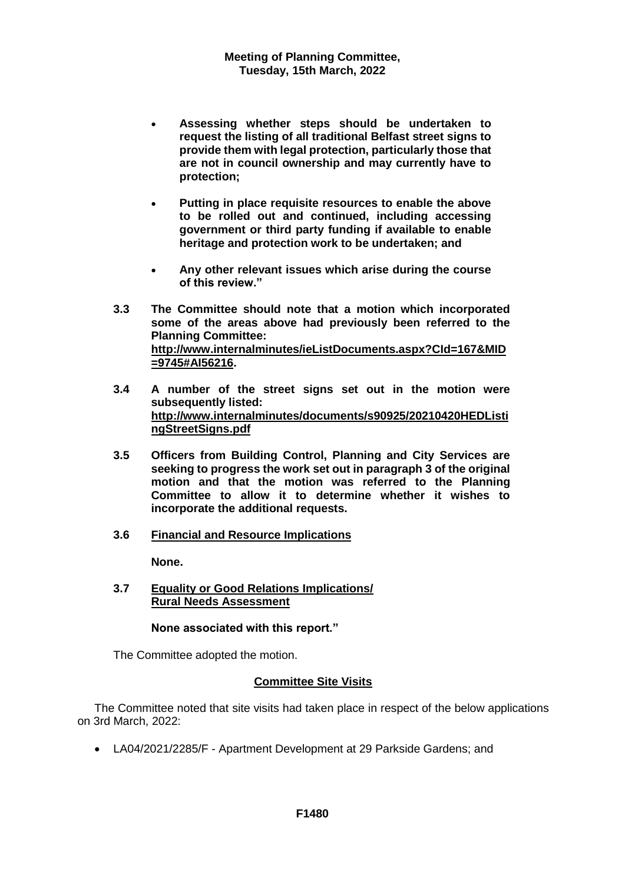- **Assessing whether steps should be undertaken to request the listing of all traditional Belfast street signs to provide them with legal protection, particularly those that are not in council ownership and may currently have to protection;**

- **Putting in place requisite resources to enable the above to be rolled out and continued, including accessing government or third party funding if available to enable heritage and protection work to be undertaken; and**

- **Any other relevant issues which arise during the course of this review."**

**3.3 The Committee should note that a motion which incorporated some of the areas above had previously been referred to the Planning Committee: [http://www.internalminutes/ieListDocuments.aspx?CId=167&MID=9745#AI56216](http://www.internalminutes/ieListDocuments.aspx?CId=167&MID=9745#AI56216).**

**3.4 A number of the street signs set out in the motion were subsequently listed: [http://www.internalminutes/documents/s90925/20210420HEDListingStreetSigns.pdf](http://www.internalminutes/documents/s90925/20210420HEDListingStreetSigns.pdf)**

**3.5 Officers from Building Control, Planning and City Services are seeking to progress the work set out in paragraph 3 of the original motion and that the motion was referred to the Planning Committee to allow it to determine whether it wishes to incorporate the additional requests.**

**3.6 Financial and Resource Implications**

**None.**

**3.7 Equality or Good Relations Implications/ Rural Needs Assessment**

**None associated with this report."**

The Committee adopted the motion.

## Committee Site Visits

The Committee noted that site visits had taken place in respect of the below applications on 3rd March, 2022:

- LA04/2021/2285/F - Apartment Development at 29 Parkside Gardens; and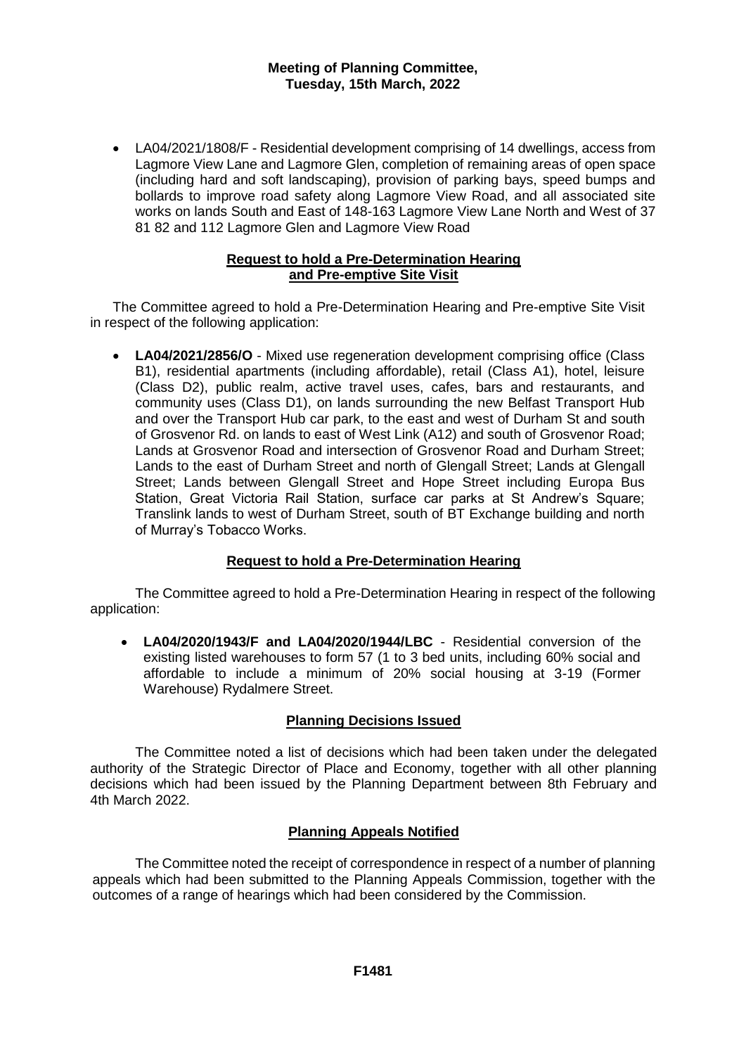**Meeting of Planning Committee, Tuesday, 15th March, 2022**

- LA04/2021/1808/F - Residential development comprising of 14 dwellings, access from Lagmore View Lane and Lagmore Glen, completion of remaining areas of open space (including hard and soft landscaping), provision of parking bays, speed bumps and bollards to improve road safety along Lagmore View Road, and all associated site works on lands South and East of 148-163 Lagmore View Lane North and West of 37 81 82 and 112 Lagmore Glen and Lagmore View Road

**Request to hold a Pre-Determination Hearing and Pre-emptive Site Visit**

The Committee agreed to hold a Pre-Determination Hearing and Pre-emptive Site Visit in respect of the following application:

- **LA04/2021/2856/O** - Mixed use regeneration development comprising office (Class B1), residential apartments (including affordable), retail (Class A1), hotel, leisure (Class D2), public realm, active travel uses, cafes, bars and restaurants, and community uses (Class D1), on lands surrounding the new Belfast Transport Hub and over the Transport Hub car park, to the east and west of Durham St and south of Grosvenor Rd. on lands to east of West Link (A12) and south of Grosvenor Road; Lands at Grosvenor Road and intersection of Grosvenor Road and Durham Street; Lands to the east of Durham Street and north of Glengall Street; Lands at Glengall Street; Lands between Glengall Street and Hope Street including Europa Bus Station, Great Victoria Rail Station, surface car parks at St Andrew's Square; Translink lands to west of Durham Street, south of BT Exchange building and north of Murray's Tobacco Works.

**Request to hold a Pre-Determination Hearing**

The Committee agreed to hold a Pre-Determination Hearing in respect of the following application:

- **LA04/2020/1943/F and LA04/2020/1944/LBC** - Residential conversion of the existing listed warehouses to form 57 (1 to 3 bed units, including 60% social and affordable to include a minimum of 20% social housing at 3-19 (Former Warehouse) Rydalmere Street.

**Planning Decisions Issued**

The Committee noted a list of decisions which had been taken under the delegated authority of the Strategic Director of Place and Economy, together with all other planning decisions which had been issued by the Planning Department between 8th February and 4th March 2022.

**Planning Appeals Notified**

The Committee noted the receipt of correspondence in respect of a number of planning appeals which had been submitted to the Planning Appeals Commission, together with the outcomes of a range of hearings which had been considered by the Commission.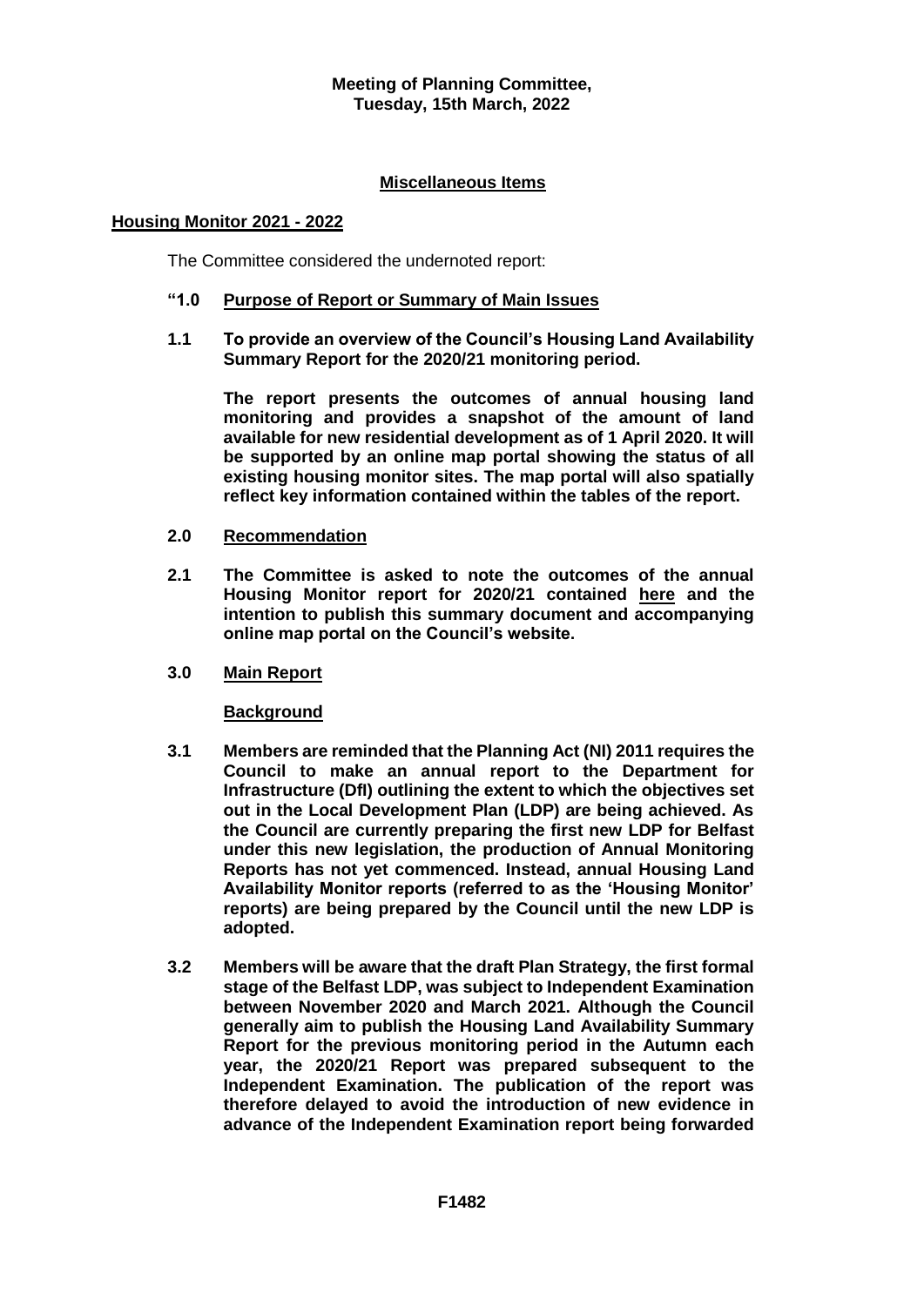**Meeting of Planning Committee,**
**Tuesday, 15th March, 2022**

**Miscellaneous Items**

**Housing Monitor 2021 - 2022**

The Committee considered the undernoted report:

**"1.0 Purpose of Report or Summary of Main Issues**

**1.1 To provide an overview of the Council's Housing Land Availability Summary Report for the 2020/21 monitoring period.**

**The report presents the outcomes of annual housing land monitoring and provides a snapshot of the amount of land available for new residential development as of 1 April 2020. It will be supported by an online map portal showing the status of all existing housing monitor sites. The map portal will also spatially reflect key information contained within the tables of the report.**

**2.0 Recommendation**

**2.1 The Committee is asked to note the outcomes of the annual Housing Monitor report for 2020/21 contained here and the intention to publish this summary document and accompanying online map portal on the Council's website.**

**3.0 Main Report**

**Background**

**3.1 Members are reminded that the Planning Act (NI) 2011 requires the Council to make an annual report to the Department for Infrastructure (DfI) outlining the extent to which the objectives set out in the Local Development Plan (LDP) are being achieved. As the Council are currently preparing the first new LDP for Belfast under this new legislation, the production of Annual Monitoring Reports has not yet commenced. Instead, annual Housing Land Availability Monitor reports (referred to as the 'Housing Monitor' reports) are being prepared by the Council until the new LDP is adopted.**

**3.2 Members will be aware that the draft Plan Strategy, the first formal stage of the Belfast LDP, was subject to Independent Examination between November 2020 and March 2021. Although the Council generally aim to publish the Housing Land Availability Summary Report for the previous monitoring period in the Autumn each year, the 2020/21 Report was prepared subsequent to the Independent Examination. The publication of the report was therefore delayed to avoid the introduction of new evidence in advance of the Independent Examination report being forwarded**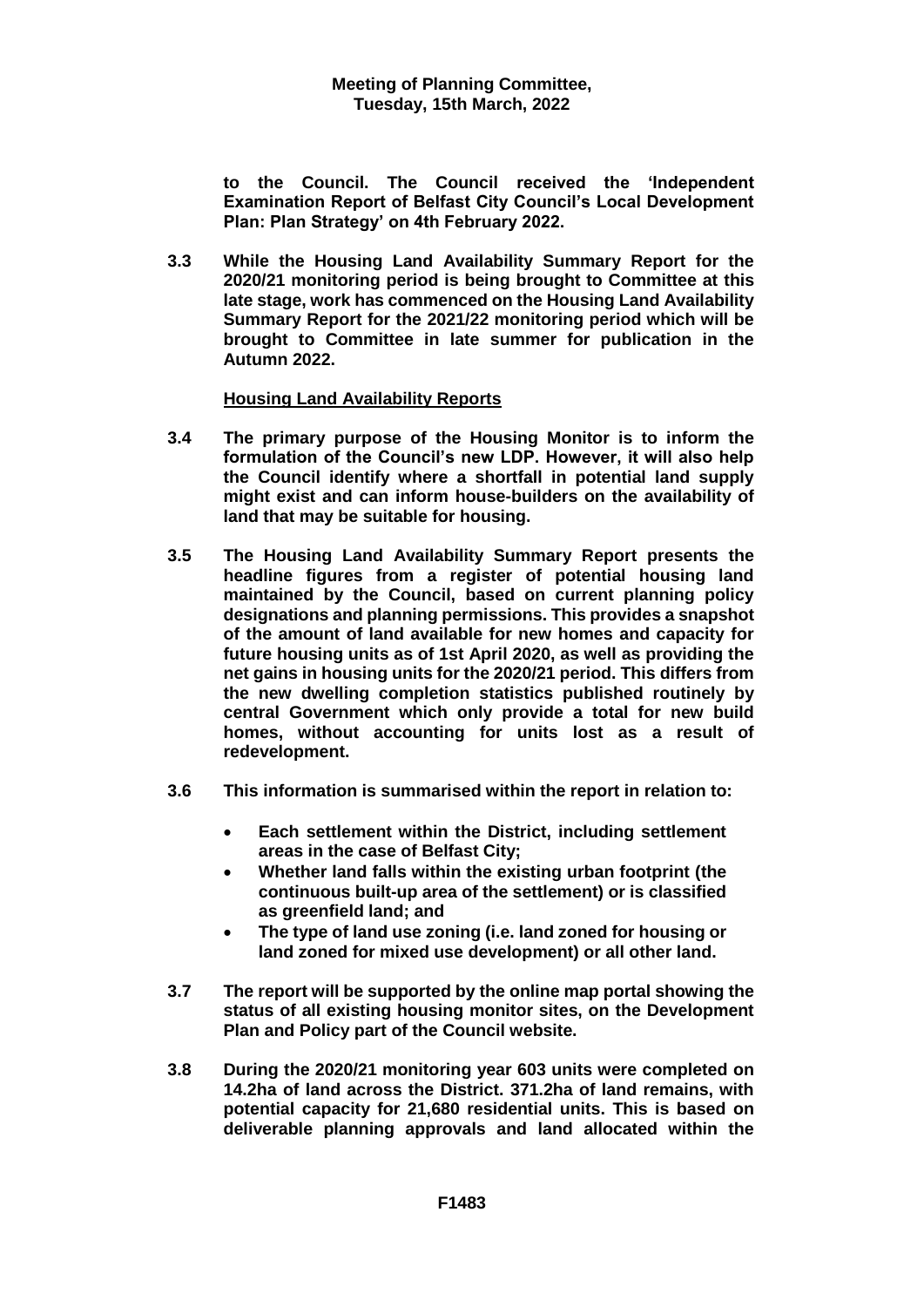to the Council. The Council received the 'Independent Examination Report of Belfast City Council's Local Development Plan: Plan Strategy' on 4th February 2022.

**3.3** While the Housing Land Availability Summary Report for the 2020/21 monitoring period is being brought to Committee at this late stage, work has commenced on the Housing Land Availability Summary Report for the 2021/22 monitoring period which will be brought to Committee in late summer for publication in the Autumn 2022.

**Housing Land Availability Reports**

**3.4** The primary purpose of the Housing Monitor is to inform the formulation of the Council's new LDP. However, it will also help the Council identify where a shortfall in potential land supply might exist and can inform house-builders on the availability of land that may be suitable for housing.

**3.5** The Housing Land Availability Summary Report presents the headline figures from a register of potential housing land maintained by the Council, based on current planning policy designations and planning permissions. This provides a snapshot of the amount of land available for new homes and capacity for future housing units as of 1st April 2020, as well as providing the net gains in housing units for the 2020/21 period. This differs from the new dwelling completion statistics published routinely by central Government which only provide a total for new build homes, without accounting for units lost as a result of redevelopment.

**3.6** This information is summarised within the report in relation to:

- Each settlement within the District, including settlement areas in the case of Belfast City;
- Whether land falls within the existing urban footprint (the continuous built-up area of the settlement) or is classified as greenfield land; and
- The type of land use zoning (i.e. land zoned for housing or land zoned for mixed use development) or all other land.

**3.7** The report will be supported by the online map portal showing the status of all existing housing monitor sites, on the Development Plan and Policy part of the Council website.

**3.8** During the 2020/21 monitoring year 603 units were completed on 14.2ha of land across the District. 371.2ha of land remains, with potential capacity for 21,680 residential units. This is based on deliverable planning approvals and land allocated within the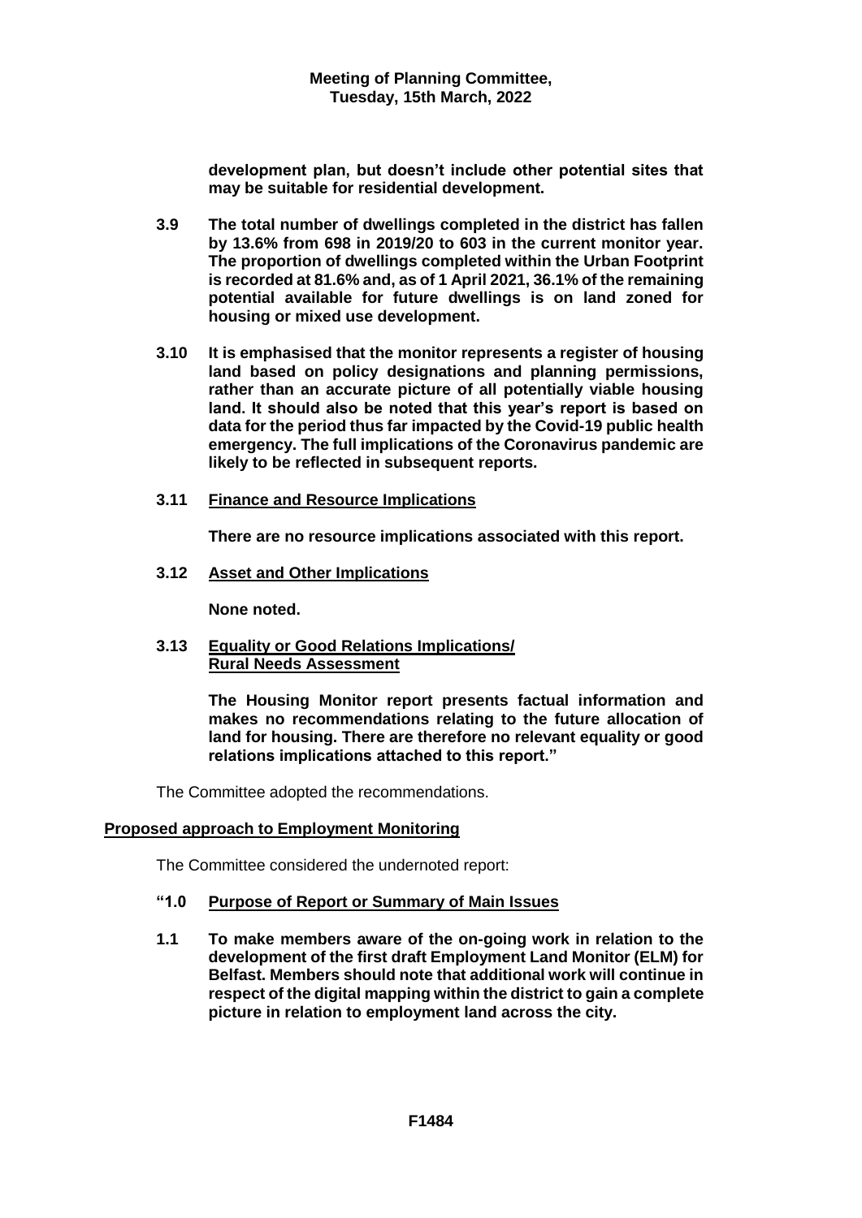**development plan, but doesn't include other potential sites that may be suitable for residential development.**

**3.9 The total number of dwellings completed in the district has fallen by 13.6% from 698 in 2019/20 to 603 in the current monitor year. The proportion of dwellings completed within the Urban Footprint is recorded at 81.6% and, as of 1 April 2021, 36.1% of the remaining potential available for future dwellings is on land zoned for housing or mixed use development.**

**3.10 It is emphasised that the monitor represents a register of housing land based on policy designations and planning permissions, rather than an accurate picture of all potentially viable housing land. It should also be noted that this year's report is based on data for the period thus far impacted by the Covid-19 public health emergency. The full implications of the Coronavirus pandemic are likely to be reflected in subsequent reports.**

**3.11 <u>Finance and Resource Implications</u>**

**There are no resource implications associated with this report.**

**3.12 <u>Asset and Other Implications</u>**

**None noted.**

**3.13 <u>Equality or Good Relations Implications/ Rural Needs Assessment</u>**

**The Housing Monitor report presents factual information and makes no recommendations relating to the future allocation of land for housing. There are therefore no relevant equality or good relations implications attached to this report."**

The Committee adopted the recommendations.

## Proposed approach to Employment Monitoring

The Committee considered the undernoted report:

**"1.0 <u>Purpose of Report or Summary of Main Issues</u>**

**1.1 To make members aware of the on-going work in relation to the development of the first draft Employment Land Monitor (ELM) for Belfast. Members should note that additional work will continue in respect of the digital mapping within the district to gain a complete picture in relation to employment land across the city.**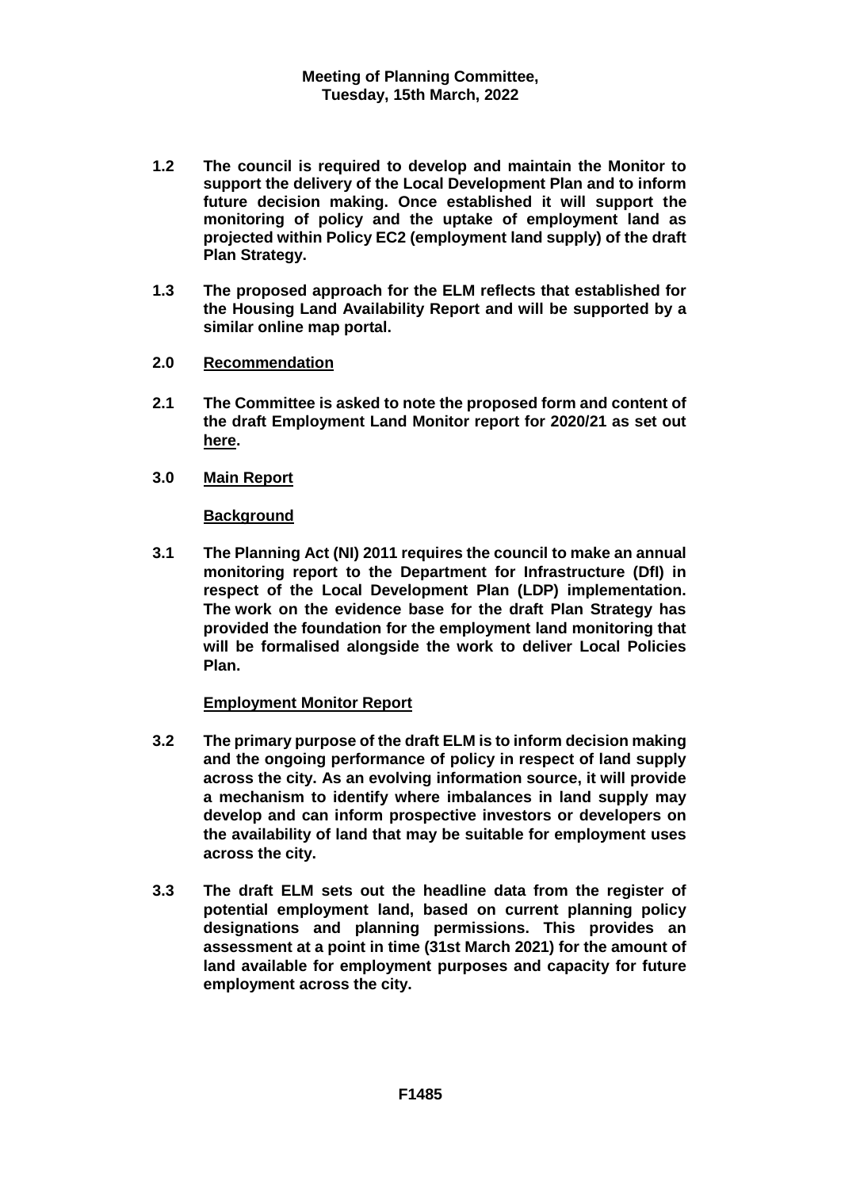**Meeting of Planning Committee, Tuesday, 15th March, 2022**

**1.2** **The council is required to develop and maintain the Monitor to support the delivery of the Local Development Plan and to inform future decision making. Once established it will support the monitoring of policy and the uptake of employment land as projected within Policy EC2 (employment land supply) of the draft Plan Strategy.**

**1.3** **The proposed approach for the ELM reflects that established for the Housing Land Availability Report and will be supported by a similar online map portal.**

**2.0** **Recommendation**

**2.1** **The Committee is asked to note the proposed form and content of the draft Employment Land Monitor report for 2020/21 as set out here.**

**3.0** **Main Report**

**Background**

**3.1** **The Planning Act (NI) 2011 requires the council to make an annual monitoring report to the Department for Infrastructure (DfI) in respect of the Local Development Plan (LDP) implementation. The work on the evidence base for the draft Plan Strategy has provided the foundation for the employment land monitoring that will be formalised alongside the work to deliver Local Policies Plan.**

**Employment Monitor Report**

**3.2** **The primary purpose of the draft ELM is to inform decision making and the ongoing performance of policy in respect of land supply across the city. As an evolving information source, it will provide a mechanism to identify where imbalances in land supply may develop and can inform prospective investors or developers on the availability of land that may be suitable for employment uses across the city.**

**3.3** **The draft ELM sets out the headline data from the register of potential employment land, based on current planning policy designations and planning permissions. This provides an assessment at a point in time (31st March 2021) for the amount of land available for employment purposes and capacity for future employment across the city.**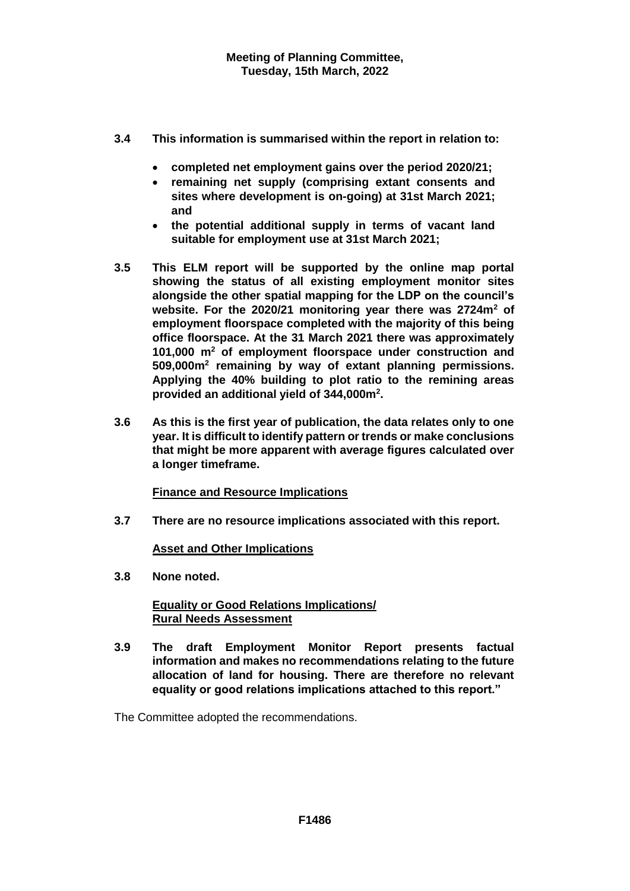**3.4 This information is summarised within the report in relation to:**

- **completed net employment gains over the period 2020/21;**
- **remaining net supply (comprising extant consents and sites where development is on-going) at 31st March 2021; and**
- **the potential additional supply in terms of vacant land suitable for employment use at 31st March 2021;**

**3.5 This ELM report will be supported by the online map portal showing the status of all existing employment monitor sites alongside the other spatial mapping for the LDP on the council's website. For the 2020/21 monitoring year there was 2724m$^2$ of employment floorspace completed with the majority of this being office floorspace. At the 31 March 2021 there was approximately 101,000 m$^2$ of employment floorspace under construction and 509,000m$^2$ remaining by way of extant planning permissions. Applying the 40% building to plot ratio to the remining areas provided an additional yield of 344,000m$^2$.**

**3.6 As this is the first year of publication, the data relates only to one year. It is difficult to identify pattern or trends or make conclusions that might be more apparent with average figures calculated over a longer timeframe.**

**Finance and Resource Implications**

**3.7 There are no resource implications associated with this report.**

**Asset and Other Implications**

**3.8 None noted.**

**Equality or Good Relations Implications/ Rural Needs Assessment**

**3.9 The draft Employment Monitor Report presents factual information and makes no recommendations relating to the future allocation of land for housing. There are therefore no relevant equality or good relations implications attached to this report."**

The Committee adopted the recommendations.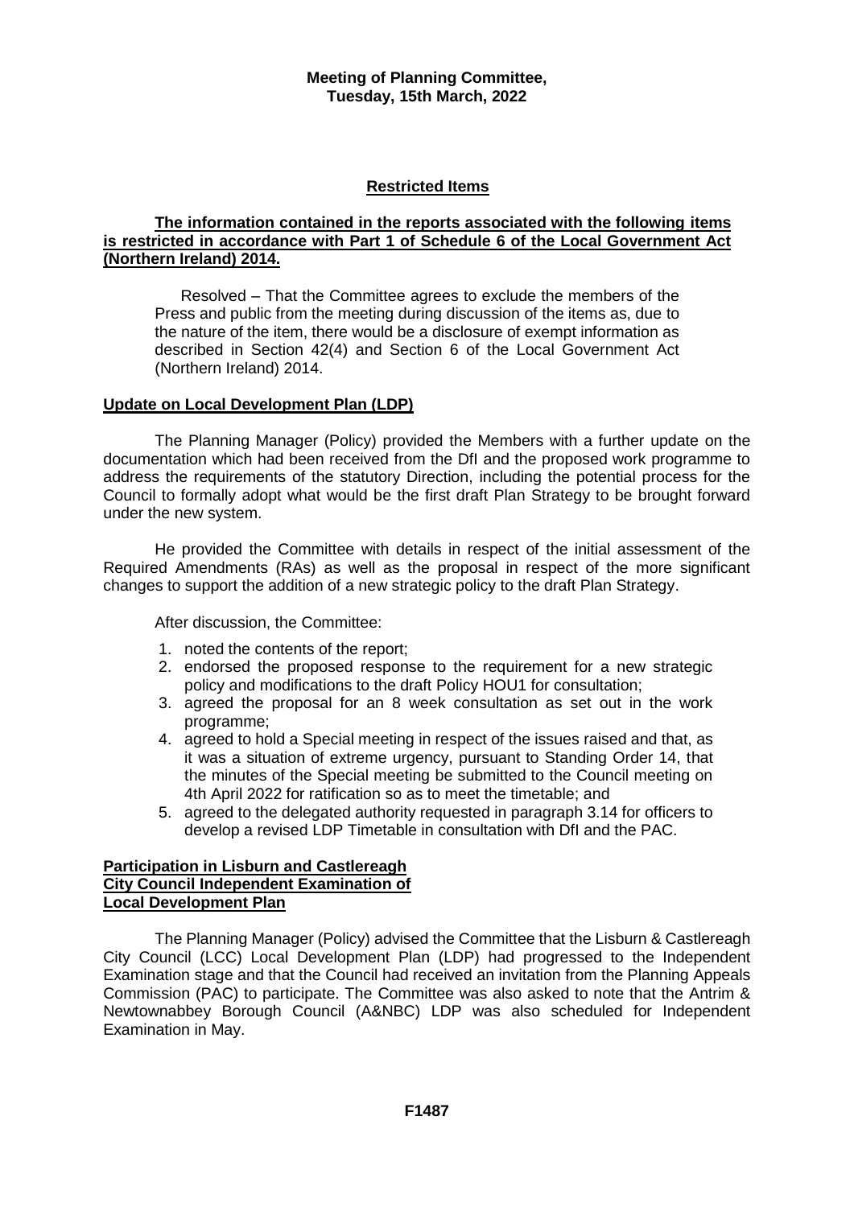**Meeting of Planning Committee, Tuesday, 15th March, 2022**

## Restricted Items

**The information contained in the reports associated with the following items is restricted in accordance with Part 1 of Schedule 6 of the Local Government Act (Northern Ireland) 2014.**

Resolved – That the Committee agrees to exclude the members of the Press and public from the meeting during discussion of the items as, due to the nature of the item, there would be a disclosure of exempt information as described in Section 42(4) and Section 6 of the Local Government Act (Northern Ireland) 2014.

### Update on Local Development Plan (LDP)

The Planning Manager (Policy) provided the Members with a further update on the documentation which had been received from the DfI and the proposed work programme to address the requirements of the statutory Direction, including the potential process for the Council to formally adopt what would be the first draft Plan Strategy to be brought forward under the new system.

He provided the Committee with details in respect of the initial assessment of the Required Amendments (RAs) as well as the proposal in respect of the more significant changes to support the addition of a new strategic policy to the draft Plan Strategy.

After discussion, the Committee:

1. noted the contents of the report;
2. endorsed the proposed response to the requirement for a new strategic policy and modifications to the draft Policy HOU1 for consultation;
3. agreed the proposal for an 8 week consultation as set out in the work programme;
4. agreed to hold a Special meeting in respect of the issues raised and that, as it was a situation of extreme urgency, pursuant to Standing Order 14, that the minutes of the Special meeting be submitted to the Council meeting on 4th April 2022 for ratification so as to meet the timetable; and
5. agreed to the delegated authority requested in paragraph 3.14 for officers to develop a revised LDP Timetable in consultation with DfI and the PAC.

### Participation in Lisburn and Castlereagh City Council Independent Examination of Local Development Plan

The Planning Manager (Policy) advised the Committee that the Lisburn & Castlereagh City Council (LCC) Local Development Plan (LDP) had progressed to the Independent Examination stage and that the Council had received an invitation from the Planning Appeals Commission (PAC) to participate. The Committee was also asked to note that the Antrim & Newtownabbey Borough Council (A&NBC) LDP was also scheduled for Independent Examination in May.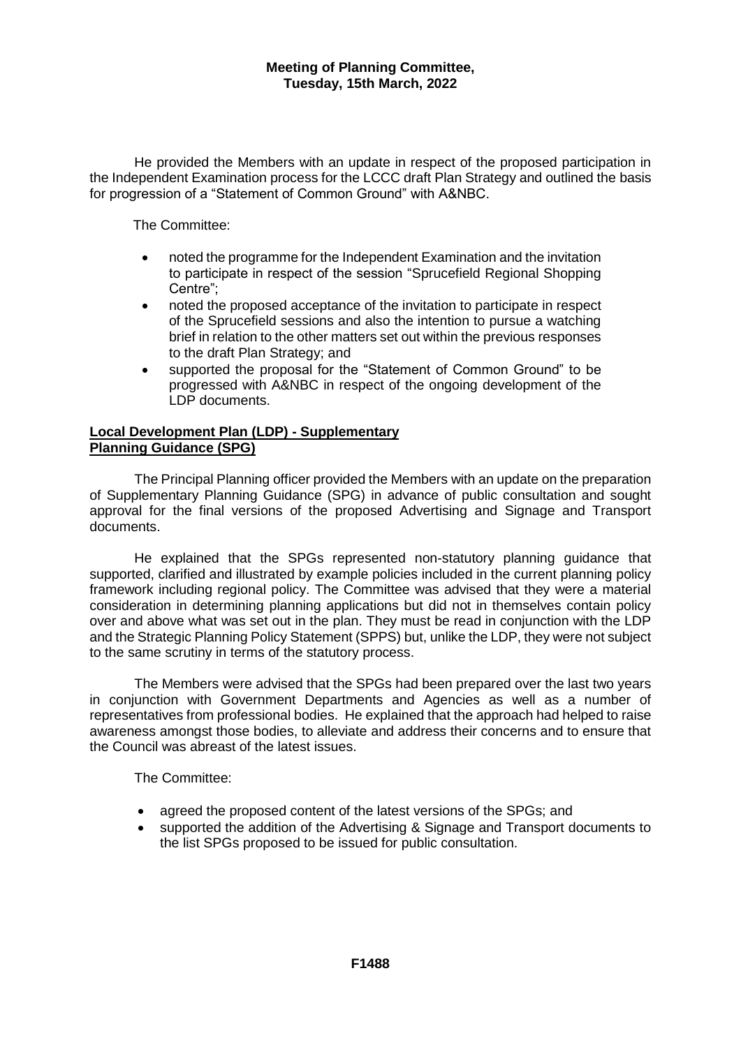He provided the Members with an update in respect of the proposed participation in the Independent Examination process for the LCCC draft Plan Strategy and outlined the basis for progression of a "Statement of Common Ground" with A&NBC.

The Committee:

- noted the programme for the Independent Examination and the invitation to participate in respect of the session "Sprucefield Regional Shopping Centre";
- noted the proposed acceptance of the invitation to participate in respect of the Sprucefield sessions and also the intention to pursue a watching brief in relation to the other matters set out within the previous responses to the draft Plan Strategy; and
- supported the proposal for the "Statement of Common Ground" to be progressed with A&NBC in respect of the ongoing development of the LDP documents.

**Local Development Plan (LDP) - Supplementary Planning Guidance (SPG)**

The Principal Planning officer provided the Members with an update on the preparation of Supplementary Planning Guidance (SPG) in advance of public consultation and sought approval for the final versions of the proposed Advertising and Signage and Transport documents.

He explained that the SPGs represented non-statutory planning guidance that supported, clarified and illustrated by example policies included in the current planning policy framework including regional policy. The Committee was advised that they were a material consideration in determining planning applications but did not in themselves contain policy over and above what was set out in the plan. They must be read in conjunction with the LDP and the Strategic Planning Policy Statement (SPPS) but, unlike the LDP, they were not subject to the same scrutiny in terms of the statutory process.

The Members were advised that the SPGs had been prepared over the last two years in conjunction with Government Departments and Agencies as well as a number of representatives from professional bodies. He explained that the approach had helped to raise awareness amongst those bodies, to alleviate and address their concerns and to ensure that the Council was abreast of the latest issues.

The Committee:

- agreed the proposed content of the latest versions of the SPGs; and
- supported the addition of the Advertising & Signage and Transport documents to the list SPGs proposed to be issued for public consultation.

**F1488**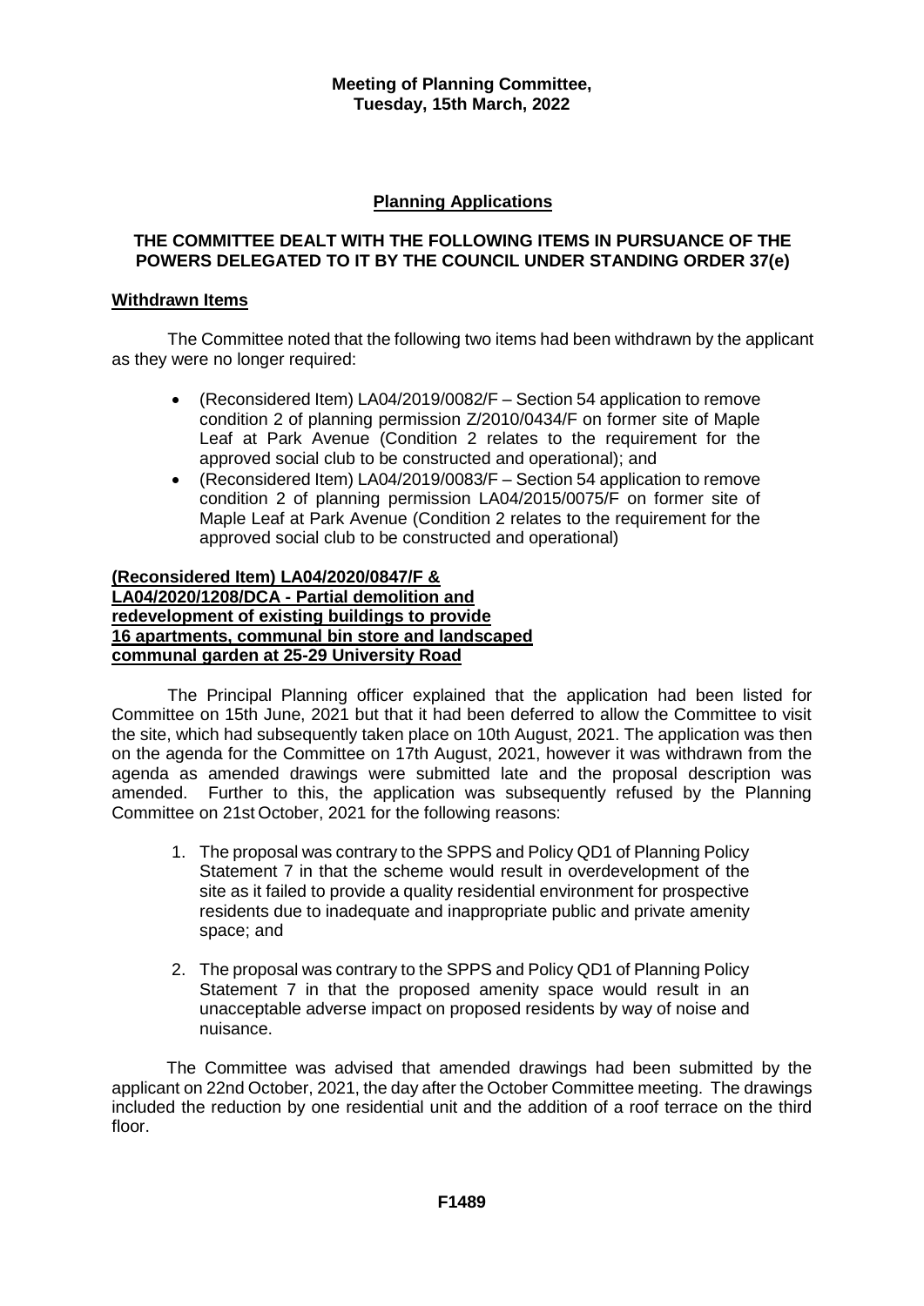**Meeting of Planning Committee,**
**Tuesday, 15th March, 2022**

## Planning Applications

**THE COMMITTEE DEALT WITH THE FOLLOWING ITEMS IN PURSUANCE OF THE POWERS DELEGATED TO IT BY THE COUNCIL UNDER STANDING ORDER 37(e)**

### Withdrawn Items

The Committee noted that the following two items had been withdrawn by the applicant as they were no longer required:

- (Reconsidered Item) LA04/2019/0082/F – Section 54 application to remove condition 2 of planning permission Z/2010/0434/F on former site of Maple Leaf at Park Avenue (Condition 2 relates to the requirement for the approved social club to be constructed and operational); and
- (Reconsidered Item) LA04/2019/0083/F – Section 54 application to remove condition 2 of planning permission LA04/2015/0075/F on former site of Maple Leaf at Park Avenue (Condition 2 relates to the requirement for the approved social club to be constructed and operational)

### (Reconsidered Item) LA04/2020/0847/F & LA04/2020/1208/DCA - Partial demolition and redevelopment of existing buildings to provide 16 apartments, communal bin store and landscaped communal garden at 25-29 University Road

The Principal Planning officer explained that the application had been listed for Committee on 15th June, 2021 but that it had been deferred to allow the Committee to visit the site, which had subsequently taken place on 10th August, 2021. The application was then on the agenda for the Committee on 17th August, 2021, however it was withdrawn from the agenda as amended drawings were submitted late and the proposal description was amended. Further to this, the application was subsequently refused by the Planning Committee on 21st October, 2021 for the following reasons:

1. The proposal was contrary to the SPPS and Policy QD1 of Planning Policy Statement 7 in that the scheme would result in overdevelopment of the site as it failed to provide a quality residential environment for prospective residents due to inadequate and inappropriate public and private amenity space; and
2. The proposal was contrary to the SPPS and Policy QD1 of Planning Policy Statement 7 in that the proposed amenity space would result in an unacceptable adverse impact on proposed residents by way of noise and nuisance.

The Committee was advised that amended drawings had been submitted by the applicant on 22nd October, 2021, the day after the October Committee meeting. The drawings included the reduction by one residential unit and the addition of a roof terrace on the third floor.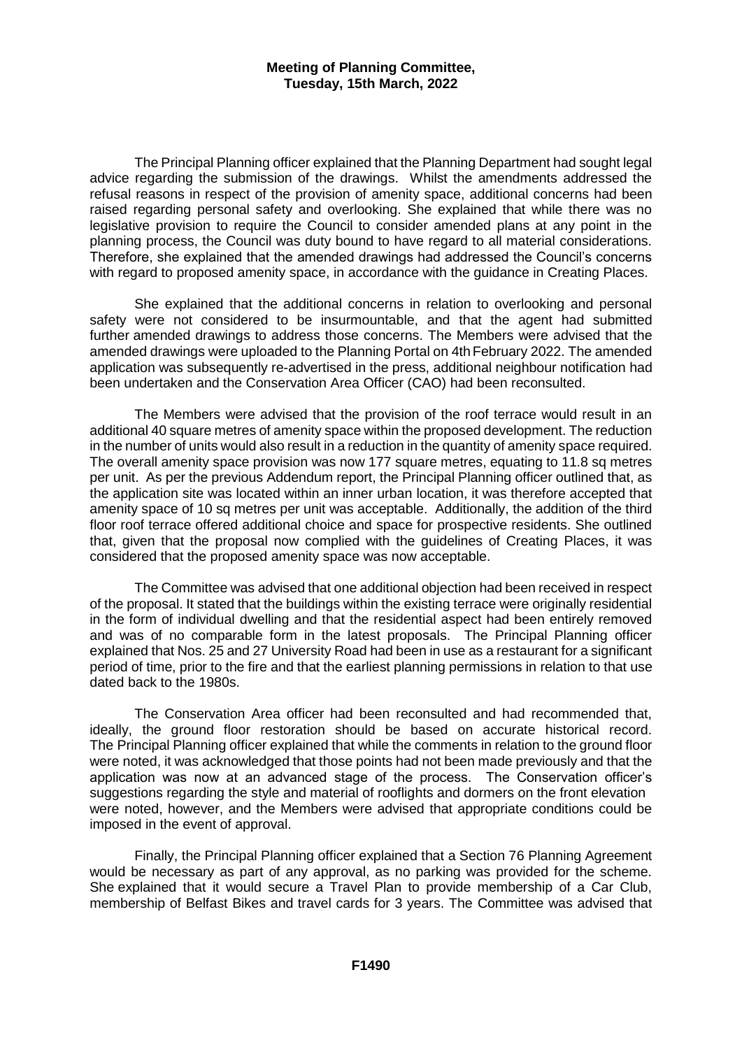The Principal Planning officer explained that the Planning Department had sought legal advice regarding the submission of the drawings. Whilst the amendments addressed the refusal reasons in respect of the provision of amenity space, additional concerns had been raised regarding personal safety and overlooking. She explained that while there was no legislative provision to require the Council to consider amended plans at any point in the planning process, the Council was duty bound to have regard to all material considerations. Therefore, she explained that the amended drawings had addressed the Council's concerns with regard to proposed amenity space, in accordance with the guidance in Creating Places.

She explained that the additional concerns in relation to overlooking and personal safety were not considered to be insurmountable, and that the agent had submitted further amended drawings to address those concerns. The Members were advised that the amended drawings were uploaded to the Planning Portal on 4th February 2022. The amended application was subsequently re-advertised in the press, additional neighbour notification had been undertaken and the Conservation Area Officer (CAO) had been reconsulted.

The Members were advised that the provision of the roof terrace would result in an additional 40 square metres of amenity space within the proposed development. The reduction in the number of units would also result in a reduction in the quantity of amenity space required. The overall amenity space provision was now 177 square metres, equating to 11.8 sq metres per unit. As per the previous Addendum report, the Principal Planning officer outlined that, as the application site was located within an inner urban location, it was therefore accepted that amenity space of 10 sq metres per unit was acceptable. Additionally, the addition of the third floor roof terrace offered additional choice and space for prospective residents. She outlined that, given that the proposal now complied with the guidelines of Creating Places, it was considered that the proposed amenity space was now acceptable.

The Committee was advised that one additional objection had been received in respect of the proposal. It stated that the buildings within the existing terrace were originally residential in the form of individual dwelling and that the residential aspect had been entirely removed and was of no comparable form in the latest proposals. The Principal Planning officer explained that Nos. 25 and 27 University Road had been in use as a restaurant for a significant period of time, prior to the fire and that the earliest planning permissions in relation to that use dated back to the 1980s.

The Conservation Area officer had been reconsulted and had recommended that, ideally, the ground floor restoration should be based on accurate historical record. The Principal Planning officer explained that while the comments in relation to the ground floor were noted, it was acknowledged that those points had not been made previously and that the application was now at an advanced stage of the process. The Conservation officer's suggestions regarding the style and material of rooflights and dormers on the front elevation were noted, however, and the Members were advised that appropriate conditions could be imposed in the event of approval.

Finally, the Principal Planning officer explained that a Section 76 Planning Agreement would be necessary as part of any approval, as no parking was provided for the scheme. She explained that it would secure a Travel Plan to provide membership of a Car Club, membership of Belfast Bikes and travel cards for 3 years. The Committee was advised that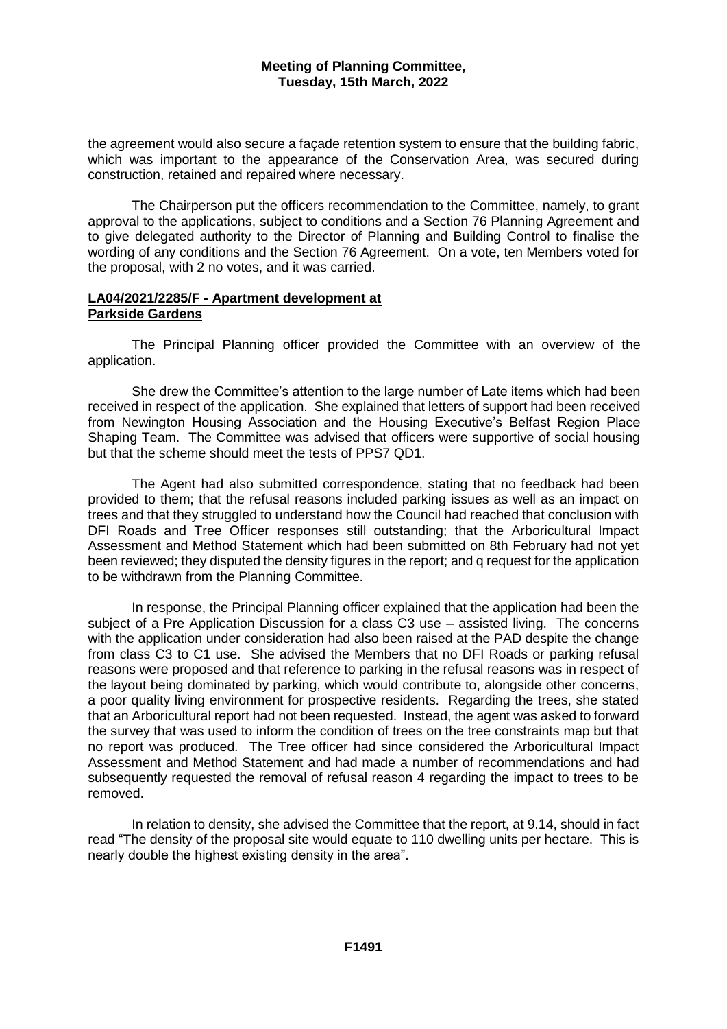the agreement would also secure a façade retention system to ensure that the building fabric, which was important to the appearance of the Conservation Area, was secured during construction, retained and repaired where necessary.

The Chairperson put the officers recommendation to the Committee, namely, to grant approval to the applications, subject to conditions and a Section 76 Planning Agreement and to give delegated authority to the Director of Planning and Building Control to finalise the wording of any conditions and the Section 76 Agreement. On a vote, ten Members voted for the proposal, with 2 no votes, and it was carried.

**LA04/2021/2285/F - Apartment development at Parkside Gardens**

The Principal Planning officer provided the Committee with an overview of the application.

She drew the Committee's attention to the large number of Late items which had been received in respect of the application. She explained that letters of support had been received from Newington Housing Association and the Housing Executive's Belfast Region Place Shaping Team. The Committee was advised that officers were supportive of social housing but that the scheme should meet the tests of PPS7 QD1.

The Agent had also submitted correspondence, stating that no feedback had been provided to them; that the refusal reasons included parking issues as well as an impact on trees and that they struggled to understand how the Council had reached that conclusion with DFI Roads and Tree Officer responses still outstanding; that the Arboricultural Impact Assessment and Method Statement which had been submitted on 8th February had not yet been reviewed; they disputed the density figures in the report; and q request for the application to be withdrawn from the Planning Committee.

In response, the Principal Planning officer explained that the application had been the subject of a Pre Application Discussion for a class C3 use – assisted living. The concerns with the application under consideration had also been raised at the PAD despite the change from class C3 to C1 use. She advised the Members that no DFI Roads or parking refusal reasons were proposed and that reference to parking in the refusal reasons was in respect of the layout being dominated by parking, which would contribute to, alongside other concerns, a poor quality living environment for prospective residents. Regarding the trees, she stated that an Arboricultural report had not been requested. Instead, the agent was asked to forward the survey that was used to inform the condition of trees on the tree constraints map but that no report was produced. The Tree officer had since considered the Arboricultural Impact Assessment and Method Statement and had made a number of recommendations and had subsequently requested the removal of refusal reason 4 regarding the impact to trees to be removed.

In relation to density, she advised the Committee that the report, at 9.14, should in fact read "The density of the proposal site would equate to 110 dwelling units per hectare. This is nearly double the highest existing density in the area".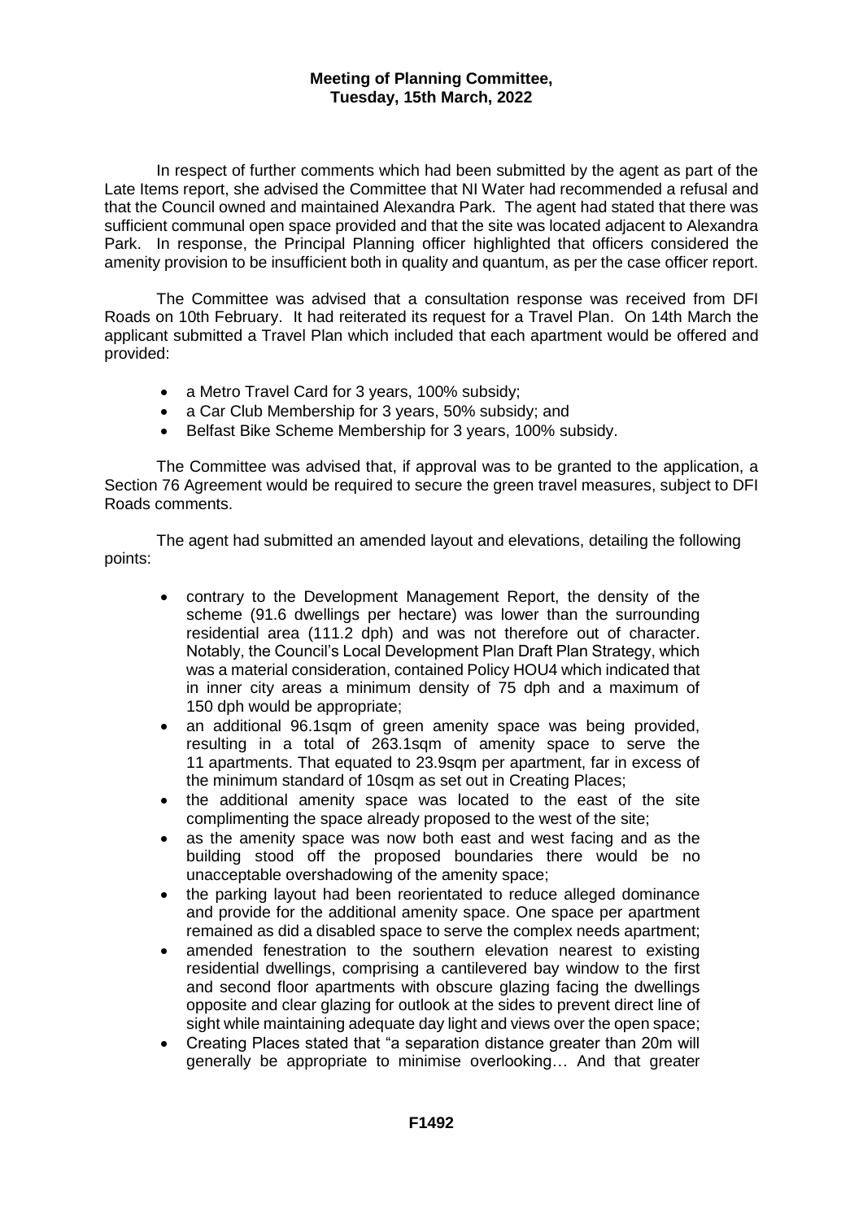In respect of further comments which had been submitted by the agent as part of the Late Items report, she advised the Committee that NI Water had recommended a refusal and that the Council owned and maintained Alexandra Park. The agent had stated that there was sufficient communal open space provided and that the site was located adjacent to Alexandra Park. In response, the Principal Planning officer highlighted that officers considered the amenity provision to be insufficient both in quality and quantum, as per the case officer report.

The Committee was advised that a consultation response was received from DFI Roads on 10th February. It had reiterated its request for a Travel Plan. On 14th March the applicant submitted a Travel Plan which included that each apartment would be offered and provided:

- a Metro Travel Card for 3 years, 100% subsidy;
- a Car Club Membership for 3 years, 50% subsidy; and
- Belfast Bike Scheme Membership for 3 years, 100% subsidy.

The Committee was advised that, if approval was to be granted to the application, a Section 76 Agreement would be required to secure the green travel measures, subject to DFI Roads comments.

The agent had submitted an amended layout and elevations, detailing the following points:

- contrary to the Development Management Report, the density of the scheme (91.6 dwellings per hectare) was lower than the surrounding residential area (111.2 dph) and was not therefore out of character. Notably, the Council's Local Development Plan Draft Plan Strategy, which was a material consideration, contained Policy HOU4 which indicated that in inner city areas a minimum density of 75 dph and a maximum of 150 dph would be appropriate;
- an additional 96.1sqm of green amenity space was being provided, resulting in a total of 263.1sqm of amenity space to serve the 11 apartments. That equated to 23.9sqm per apartment, far in excess of the minimum standard of 10sqm as set out in Creating Places;
- the additional amenity space was located to the east of the site complimenting the space already proposed to the west of the site;
- as the amenity space was now both east and west facing and as the building stood off the proposed boundaries there would be no unacceptable overshadowing of the amenity space;
- the parking layout had been reorientated to reduce alleged dominance and provide for the additional amenity space. One space per apartment remained as did a disabled space to serve the complex needs apartment;
- amended fenestration to the southern elevation nearest to existing residential dwellings, comprising a cantilevered bay window to the first and second floor apartments with obscure glazing facing the dwellings opposite and clear glazing for outlook at the sides to prevent direct line of sight while maintaining adequate day light and views over the open space;
- Creating Places stated that "a separation distance greater than 20m will generally be appropriate to minimise overlooking… And that greater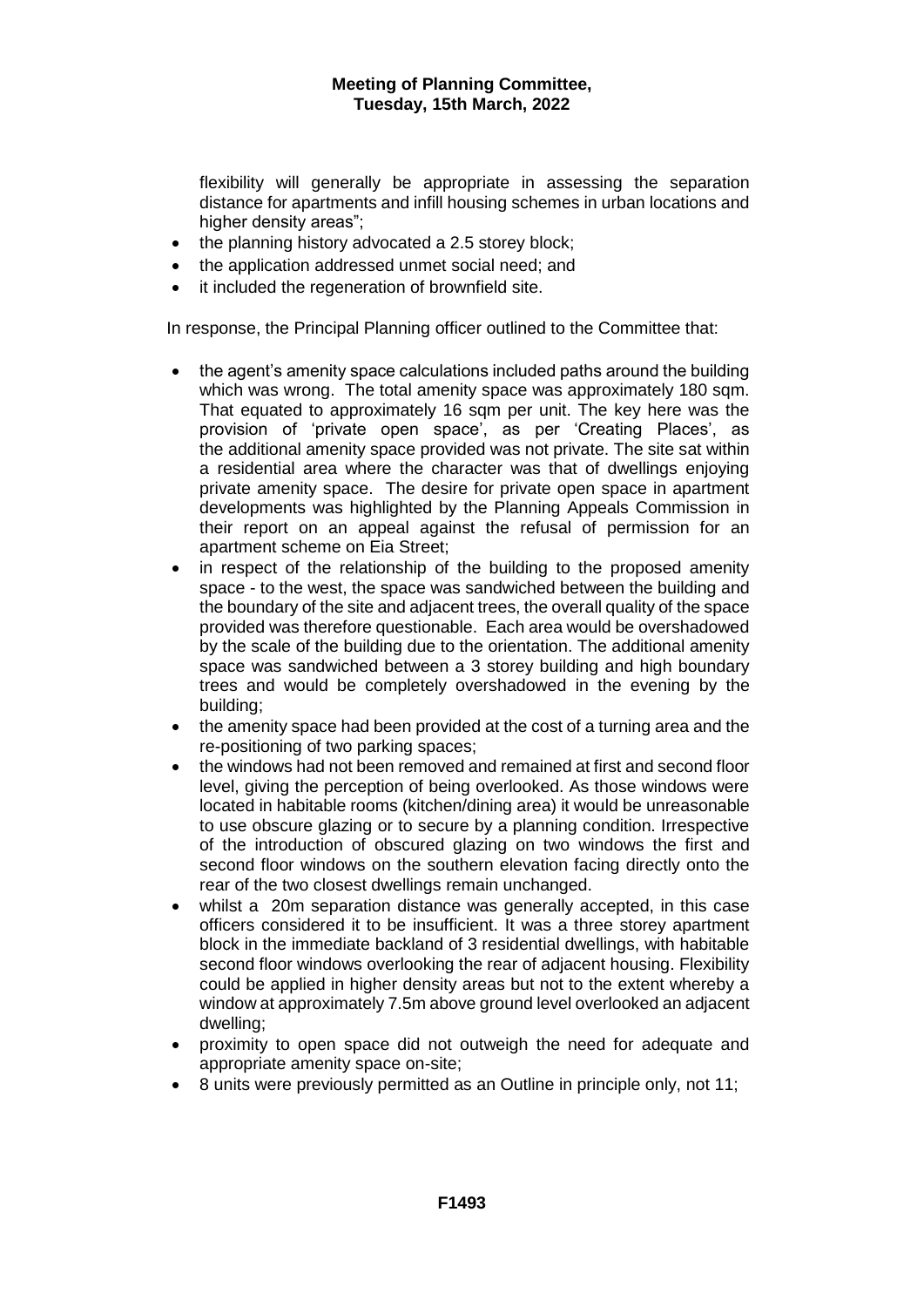flexibility will generally be appropriate in assessing the separation distance for apartments and infill housing schemes in urban locations and higher density areas";
- the planning history advocated a 2.5 storey block;
- the application addressed unmet social need; and
- it included the regeneration of brownfield site.

In response, the Principal Planning officer outlined to the Committee that:

- the agent's amenity space calculations included paths around the building which was wrong. The total amenity space was approximately 180 sqm. That equated to approximately 16 sqm per unit. The key here was the provision of 'private open space', as per 'Creating Places', as the additional amenity space provided was not private. The site sat within a residential area where the character was that of dwellings enjoying private amenity space. The desire for private open space in apartment developments was highlighted by the Planning Appeals Commission in their report on an appeal against the refusal of permission for an apartment scheme on Eia Street;
- in respect of the relationship of the building to the proposed amenity space - to the west, the space was sandwiched between the building and the boundary of the site and adjacent trees, the overall quality of the space provided was therefore questionable. Each area would be overshadowed by the scale of the building due to the orientation. The additional amenity space was sandwiched between a 3 storey building and high boundary trees and would be completely overshadowed in the evening by the building;
- the amenity space had been provided at the cost of a turning area and the re-positioning of two parking spaces;
- the windows had not been removed and remained at first and second floor level, giving the perception of being overlooked. As those windows were located in habitable rooms (kitchen/dining area) it would be unreasonable to use obscure glazing or to secure by a planning condition. Irrespective of the introduction of obscured glazing on two windows the first and second floor windows on the southern elevation facing directly onto the rear of the two closest dwellings remain unchanged.
- whilst a 20m separation distance was generally accepted, in this case officers considered it to be insufficient. It was a three storey apartment block in the immediate backland of 3 residential dwellings, with habitable second floor windows overlooking the rear of adjacent housing. Flexibility could be applied in higher density areas but not to the extent whereby a window at approximately 7.5m above ground level overlooked an adjacent dwelling;
- proximity to open space did not outweigh the need for adequate and appropriate amenity space on-site;
- 8 units were previously permitted as an Outline in principle only, not 11;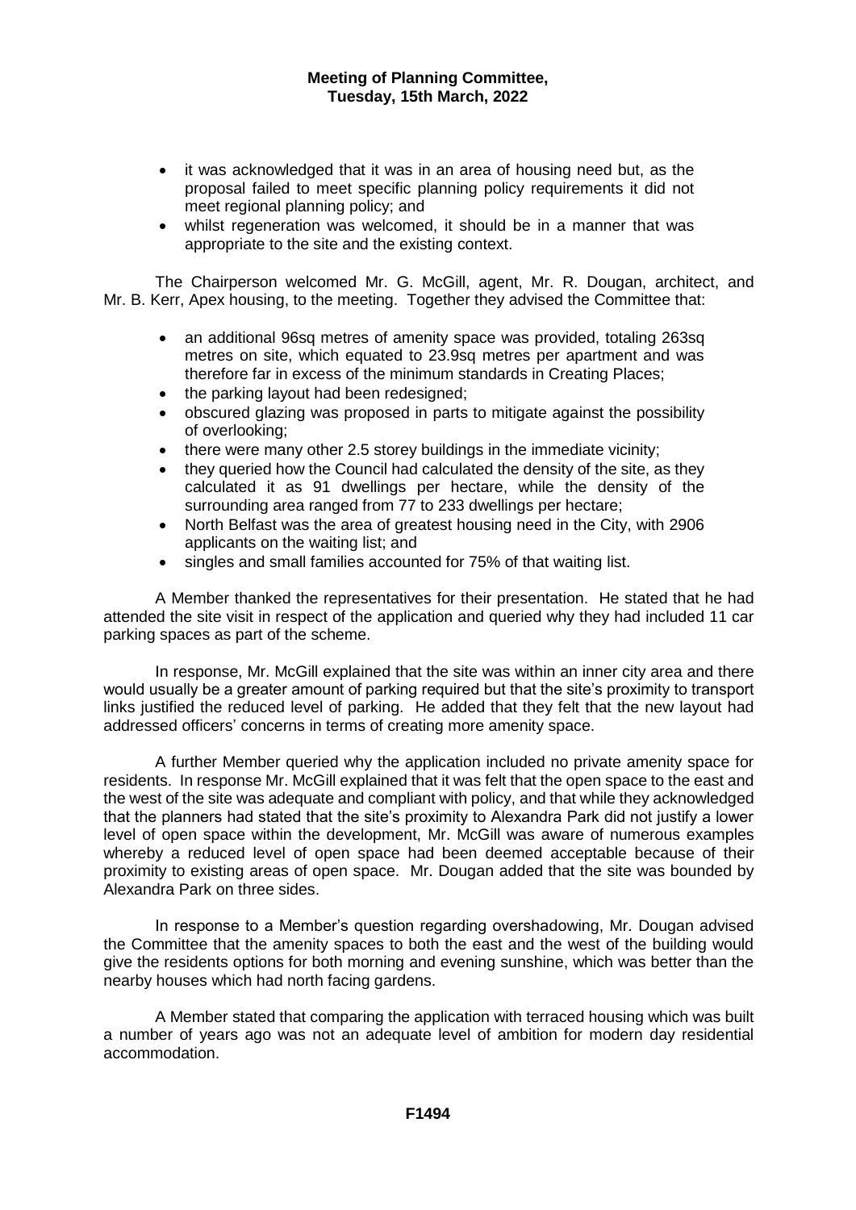- it was acknowledged that it was in an area of housing need but, as the proposal failed to meet specific planning policy requirements it did not meet regional planning policy; and
- whilst regeneration was welcomed, it should be in a manner that was appropriate to the site and the existing context.

The Chairperson welcomed Mr. G. McGill, agent, Mr. R. Dougan, architect, and Mr. B. Kerr, Apex housing, to the meeting. Together they advised the Committee that:

- an additional 96sq metres of amenity space was provided, totaling 263sq metres on site, which equated to 23.9sq metres per apartment and was therefore far in excess of the minimum standards in Creating Places;
- the parking layout had been redesigned;
- obscured glazing was proposed in parts to mitigate against the possibility of overlooking;
- there were many other 2.5 storey buildings in the immediate vicinity;
- they queried how the Council had calculated the density of the site, as they calculated it as 91 dwellings per hectare, while the density of the surrounding area ranged from 77 to 233 dwellings per hectare;
- North Belfast was the area of greatest housing need in the City, with 2906 applicants on the waiting list; and
- singles and small families accounted for 75% of that waiting list.

A Member thanked the representatives for their presentation. He stated that he had attended the site visit in respect of the application and queried why they had included 11 car parking spaces as part of the scheme.

In response, Mr. McGill explained that the site was within an inner city area and there would usually be a greater amount of parking required but that the site's proximity to transport links justified the reduced level of parking. He added that they felt that the new layout had addressed officers' concerns in terms of creating more amenity space.

A further Member queried why the application included no private amenity space for residents. In response Mr. McGill explained that it was felt that the open space to the east and the west of the site was adequate and compliant with policy, and that while they acknowledged that the planners had stated that the site's proximity to Alexandra Park did not justify a lower level of open space within the development, Mr. McGill was aware of numerous examples whereby a reduced level of open space had been deemed acceptable because of their proximity to existing areas of open space. Mr. Dougan added that the site was bounded by Alexandra Park on three sides.

In response to a Member's question regarding overshadowing, Mr. Dougan advised the Committee that the amenity spaces to both the east and the west of the building would give the residents options for both morning and evening sunshine, which was better than the nearby houses which had north facing gardens.

A Member stated that comparing the application with terraced housing which was built a number of years ago was not an adequate level of ambition for modern day residential accommodation.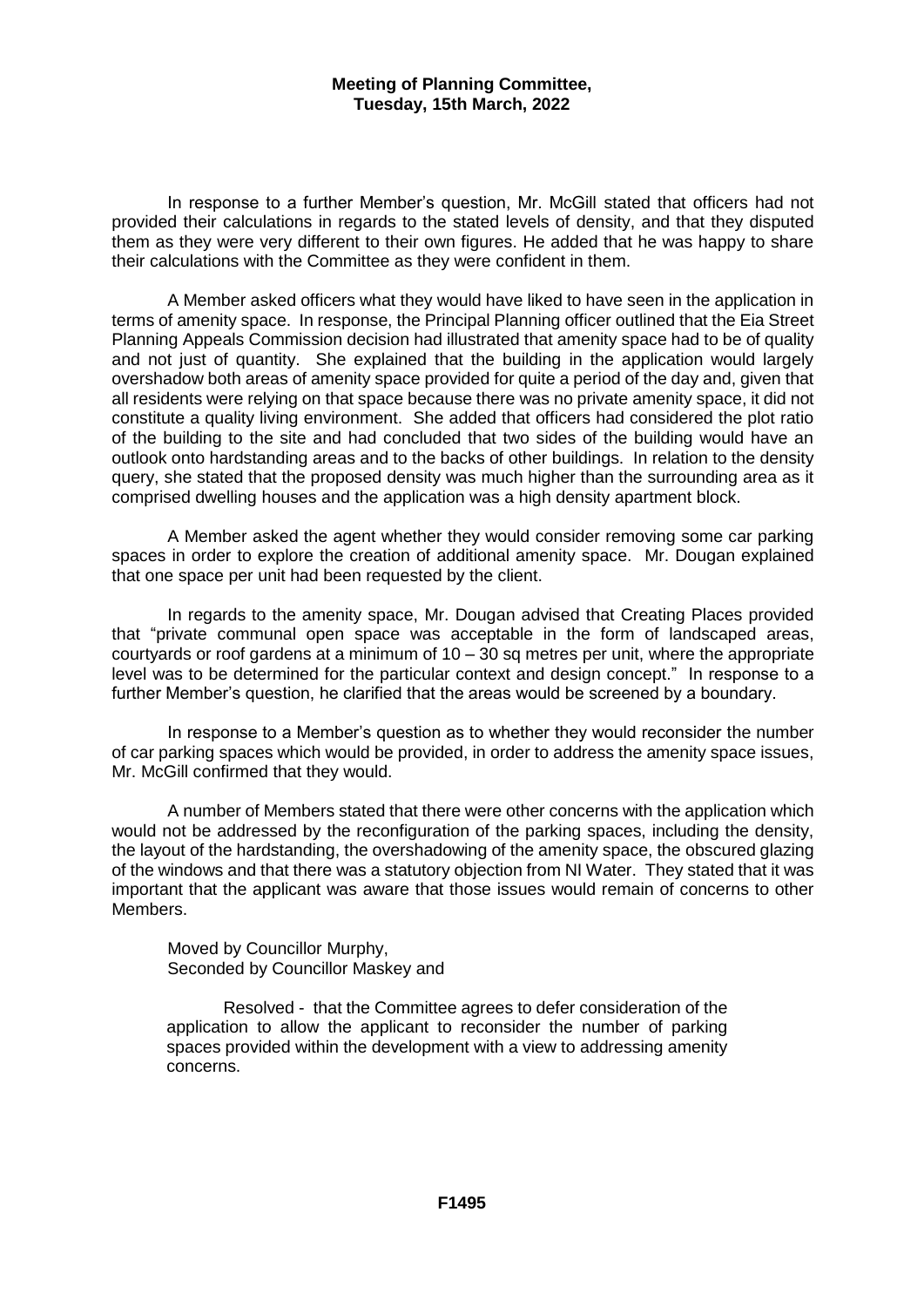In response to a further Member's question, Mr. McGill stated that officers had not provided their calculations in regards to the stated levels of density, and that they disputed them as they were very different to their own figures. He added that he was happy to share their calculations with the Committee as they were confident in them.

A Member asked officers what they would have liked to have seen in the application in terms of amenity space. In response, the Principal Planning officer outlined that the Eia Street Planning Appeals Commission decision had illustrated that amenity space had to be of quality and not just of quantity. She explained that the building in the application would largely overshadow both areas of amenity space provided for quite a period of the day and, given that all residents were relying on that space because there was no private amenity space, it did not constitute a quality living environment. She added that officers had considered the plot ratio of the building to the site and had concluded that two sides of the building would have an outlook onto hardstanding areas and to the backs of other buildings. In relation to the density query, she stated that the proposed density was much higher than the surrounding area as it comprised dwelling houses and the application was a high density apartment block.

A Member asked the agent whether they would consider removing some car parking spaces in order to explore the creation of additional amenity space. Mr. Dougan explained that one space per unit had been requested by the client.

In regards to the amenity space, Mr. Dougan advised that Creating Places provided that "private communal open space was acceptable in the form of landscaped areas, courtyards or roof gardens at a minimum of 10 – 30 sq metres per unit, where the appropriate level was to be determined for the particular context and design concept." In response to a further Member's question, he clarified that the areas would be screened by a boundary.

In response to a Member's question as to whether they would reconsider the number of car parking spaces which would be provided, in order to address the amenity space issues, Mr. McGill confirmed that they would.

A number of Members stated that there were other concerns with the application which would not be addressed by the reconfiguration of the parking spaces, including the density, the layout of the hardstanding, the overshadowing of the amenity space, the obscured glazing of the windows and that there was a statutory objection from NI Water. They stated that it was important that the applicant was aware that those issues would remain of concerns to other Members.

Moved by Councillor Murphy,
Seconded by Councillor Maskey and

> Resolved - that the Committee agrees to defer consideration of the application to allow the applicant to reconsider the number of parking spaces provided within the development with a view to addressing amenity concerns.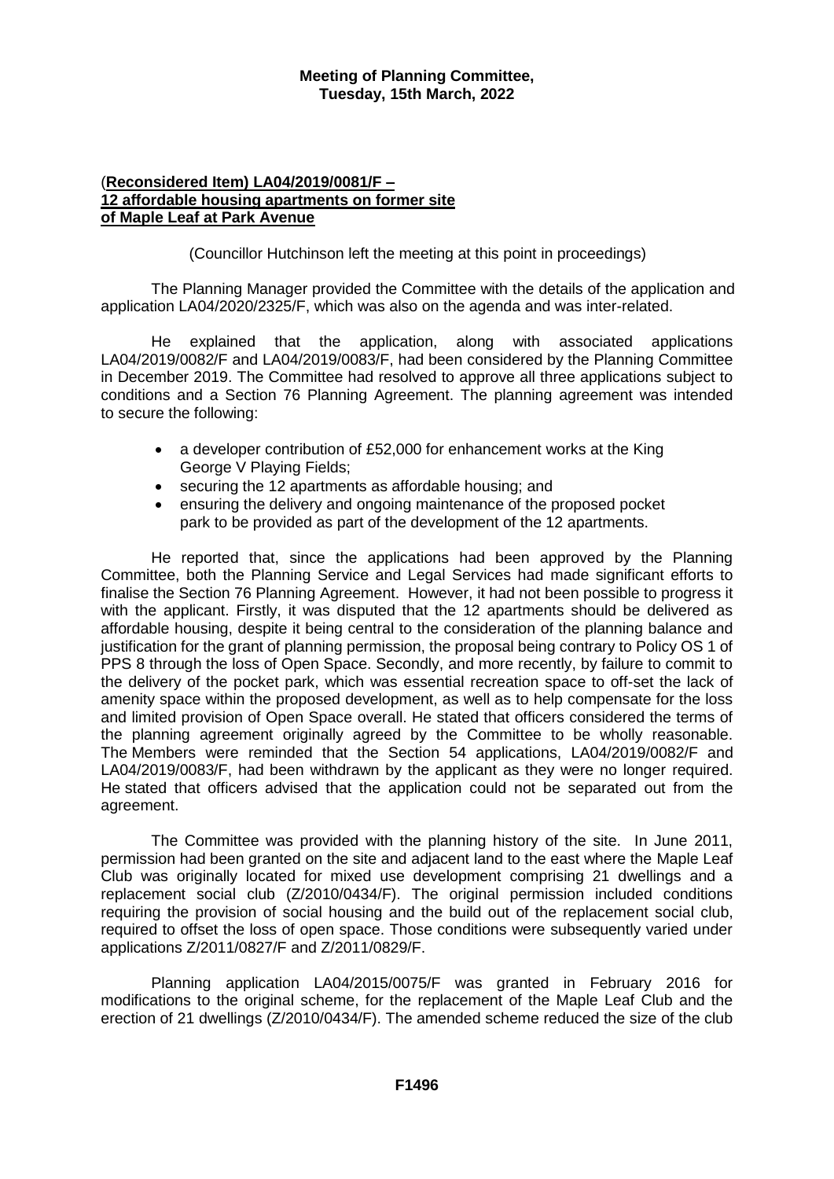**Meeting of Planning Committee,**
**Tuesday, 15th March, 2022**

**(Reconsidered Item) LA04/2019/0081/F –**
**12 affordable housing apartments on former site**
**of Maple Leaf at Park Avenue**

(Councillor Hutchinson left the meeting at this point in proceedings)

The Planning Manager provided the Committee with the details of the application and application LA04/2020/2325/F, which was also on the agenda and was inter-related.

He explained that the application, along with associated applications LA04/2019/0082/F and LA04/2019/0083/F, had been considered by the Planning Committee in December 2019. The Committee had resolved to approve all three applications subject to conditions and a Section 76 Planning Agreement. The planning agreement was intended to secure the following:

- a developer contribution of £52,000 for enhancement works at the King George V Playing Fields;
- securing the 12 apartments as affordable housing; and
- ensuring the delivery and ongoing maintenance of the proposed pocket park to be provided as part of the development of the 12 apartments.

He reported that, since the applications had been approved by the Planning Committee, both the Planning Service and Legal Services had made significant efforts to finalise the Section 76 Planning Agreement. However, it had not been possible to progress it with the applicant. Firstly, it was disputed that the 12 apartments should be delivered as affordable housing, despite it being central to the consideration of the planning balance and justification for the grant of planning permission, the proposal being contrary to Policy OS 1 of PPS 8 through the loss of Open Space. Secondly, and more recently, by failure to commit to the delivery of the pocket park, which was essential recreation space to off-set the lack of amenity space within the proposed development, as well as to help compensate for the loss and limited provision of Open Space overall. He stated that officers considered the terms of the planning agreement originally agreed by the Committee to be wholly reasonable. The Members were reminded that the Section 54 applications, LA04/2019/0082/F and LA04/2019/0083/F, had been withdrawn by the applicant as they were no longer required. He stated that officers advised that the application could not be separated out from the agreement.

The Committee was provided with the planning history of the site. In June 2011, permission had been granted on the site and adjacent land to the east where the Maple Leaf Club was originally located for mixed use development comprising 21 dwellings and a replacement social club (Z/2010/0434/F). The original permission included conditions requiring the provision of social housing and the build out of the replacement social club, required to offset the loss of open space. Those conditions were subsequently varied under applications Z/2011/0827/F and Z/2011/0829/F.

Planning application LA04/2015/0075/F was granted in February 2016 for modifications to the original scheme, for the replacement of the Maple Leaf Club and the erection of 21 dwellings (Z/2010/0434/F). The amended scheme reduced the size of the club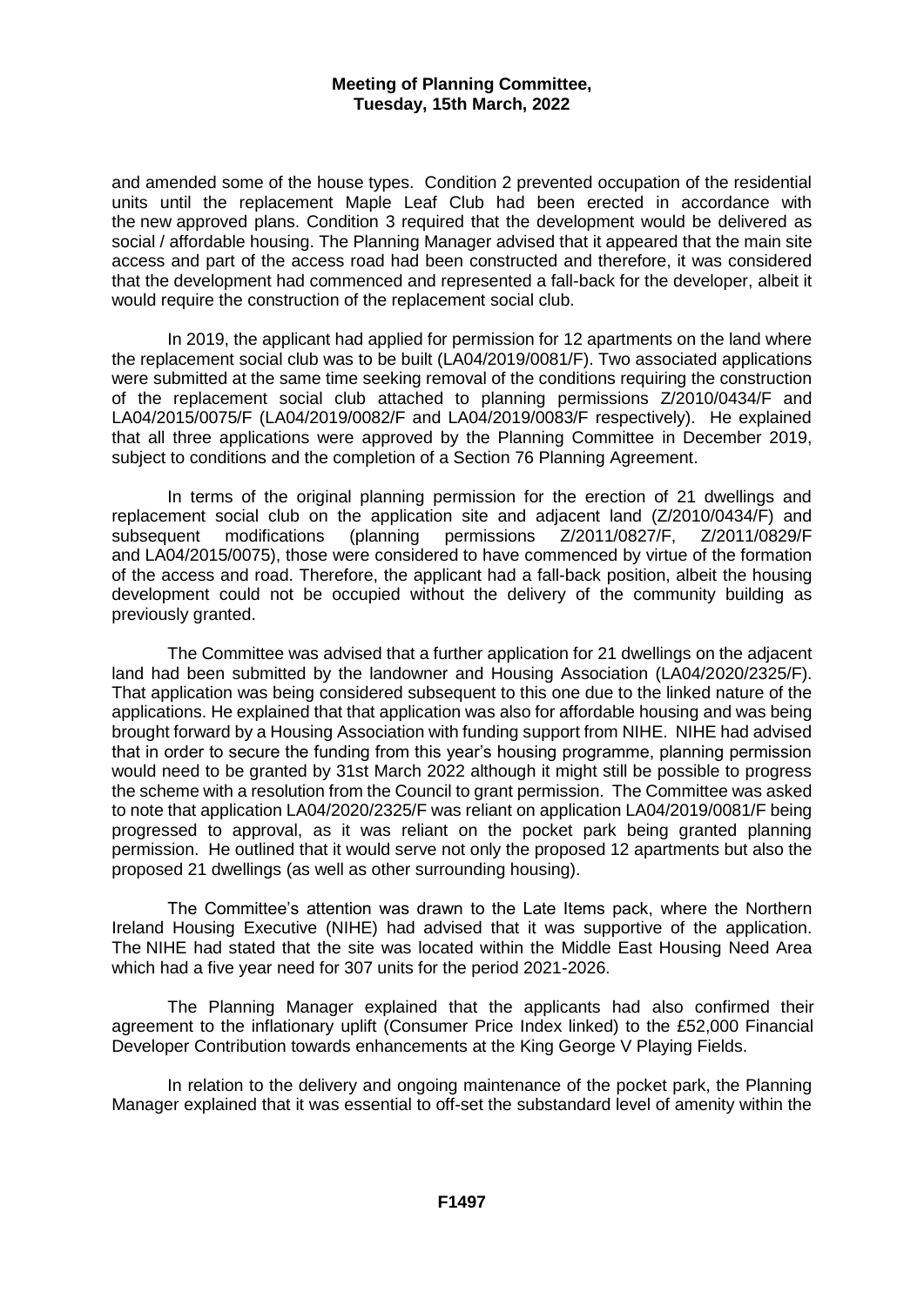and amended some of the house types. Condition 2 prevented occupation of the residential units until the replacement Maple Leaf Club had been erected in accordance with the new approved plans. Condition 3 required that the development would be delivered as social / affordable housing. The Planning Manager advised that it appeared that the main site access and part of the access road had been constructed and therefore, it was considered that the development had commenced and represented a fall-back for the developer, albeit it would require the construction of the replacement social club.

In 2019, the applicant had applied for permission for 12 apartments on the land where the replacement social club was to be built (LA04/2019/0081/F). Two associated applications were submitted at the same time seeking removal of the conditions requiring the construction of the replacement social club attached to planning permissions Z/2010/0434/F and LA04/2015/0075/F (LA04/2019/0082/F and LA04/2019/0083/F respectively). He explained that all three applications were approved by the Planning Committee in December 2019, subject to conditions and the completion of a Section 76 Planning Agreement.

In terms of the original planning permission for the erection of 21 dwellings and replacement social club on the application site and adjacent land (Z/2010/0434/F) and subsequent modifications (planning permissions Z/2011/0827/F, Z/2011/0829/F and LA04/2015/0075), those were considered to have commenced by virtue of the formation of the access and road. Therefore, the applicant had a fall-back position, albeit the housing development could not be occupied without the delivery of the community building as previously granted.

The Committee was advised that a further application for 21 dwellings on the adjacent land had been submitted by the landowner and Housing Association (LA04/2020/2325/F). That application was being considered subsequent to this one due to the linked nature of the applications. He explained that that application was also for affordable housing and was being brought forward by a Housing Association with funding support from NIHE. NIHE had advised that in order to secure the funding from this year's housing programme, planning permission would need to be granted by 31st March 2022 although it might still be possible to progress the scheme with a resolution from the Council to grant permission. The Committee was asked to note that application LA04/2020/2325/F was reliant on application LA04/2019/0081/F being progressed to approval, as it was reliant on the pocket park being granted planning permission. He outlined that it would serve not only the proposed 12 apartments but also the proposed 21 dwellings (as well as other surrounding housing).

The Committee's attention was drawn to the Late Items pack, where the Northern Ireland Housing Executive (NIHE) had advised that it was supportive of the application. The NIHE had stated that the site was located within the Middle East Housing Need Area which had a five year need for 307 units for the period 2021-2026.

The Planning Manager explained that the applicants had also confirmed their agreement to the inflationary uplift (Consumer Price Index linked) to the £52,000 Financial Developer Contribution towards enhancements at the King George V Playing Fields.

In relation to the delivery and ongoing maintenance of the pocket park, the Planning Manager explained that it was essential to off-set the substandard level of amenity within the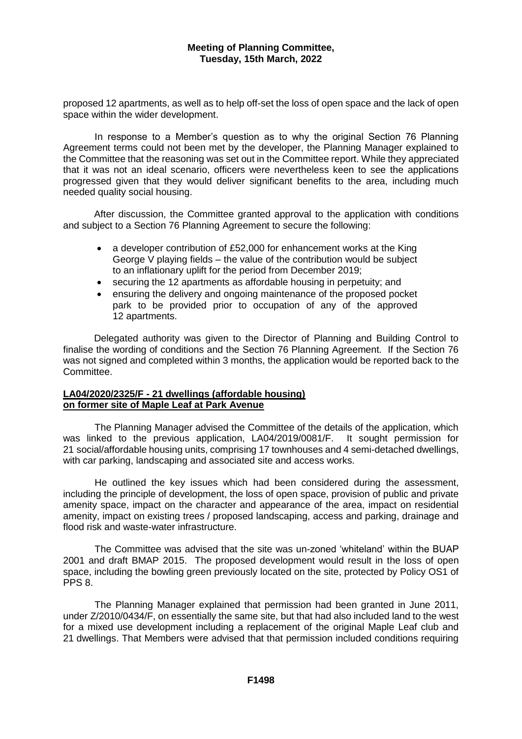proposed 12 apartments, as well as to help off-set the loss of open space and the lack of open space within the wider development.

In response to a Member's question as to why the original Section 76 Planning Agreement terms could not been met by the developer, the Planning Manager explained to the Committee that the reasoning was set out in the Committee report. While they appreciated that it was not an ideal scenario, officers were nevertheless keen to see the applications progressed given that they would deliver significant benefits to the area, including much needed quality social housing.

After discussion, the Committee granted approval to the application with conditions and subject to a Section 76 Planning Agreement to secure the following:

- a developer contribution of £52,000 for enhancement works at the King George V playing fields – the value of the contribution would be subject to an inflationary uplift for the period from December 2019;
- securing the 12 apartments as affordable housing in perpetuity; and
- ensuring the delivery and ongoing maintenance of the proposed pocket park to be provided prior to occupation of any of the approved 12 apartments.

Delegated authority was given to the Director of Planning and Building Control to finalise the wording of conditions and the Section 76 Planning Agreement. If the Section 76 was not signed and completed within 3 months, the application would be reported back to the Committee.

**LA04/2020/2325/F - 21 dwellings (affordable housing) on former site of Maple Leaf at Park Avenue**

The Planning Manager advised the Committee of the details of the application, which was linked to the previous application, LA04/2019/0081/F. It sought permission for 21 social/affordable housing units, comprising 17 townhouses and 4 semi-detached dwellings, with car parking, landscaping and associated site and access works.

He outlined the key issues which had been considered during the assessment, including the principle of development, the loss of open space, provision of public and private amenity space, impact on the character and appearance of the area, impact on residential amenity, impact on existing trees / proposed landscaping, access and parking, drainage and flood risk and waste-water infrastructure.

The Committee was advised that the site was un-zoned 'whiteland' within the BUAP 2001 and draft BMAP 2015. The proposed development would result in the loss of open space, including the bowling green previously located on the site, protected by Policy OS1 of PPS 8.

The Planning Manager explained that permission had been granted in June 2011, under Z/2010/0434/F, on essentially the same site, but that had also included land to the west for a mixed use development including a replacement of the original Maple Leaf club and 21 dwellings. That Members were advised that that permission included conditions requiring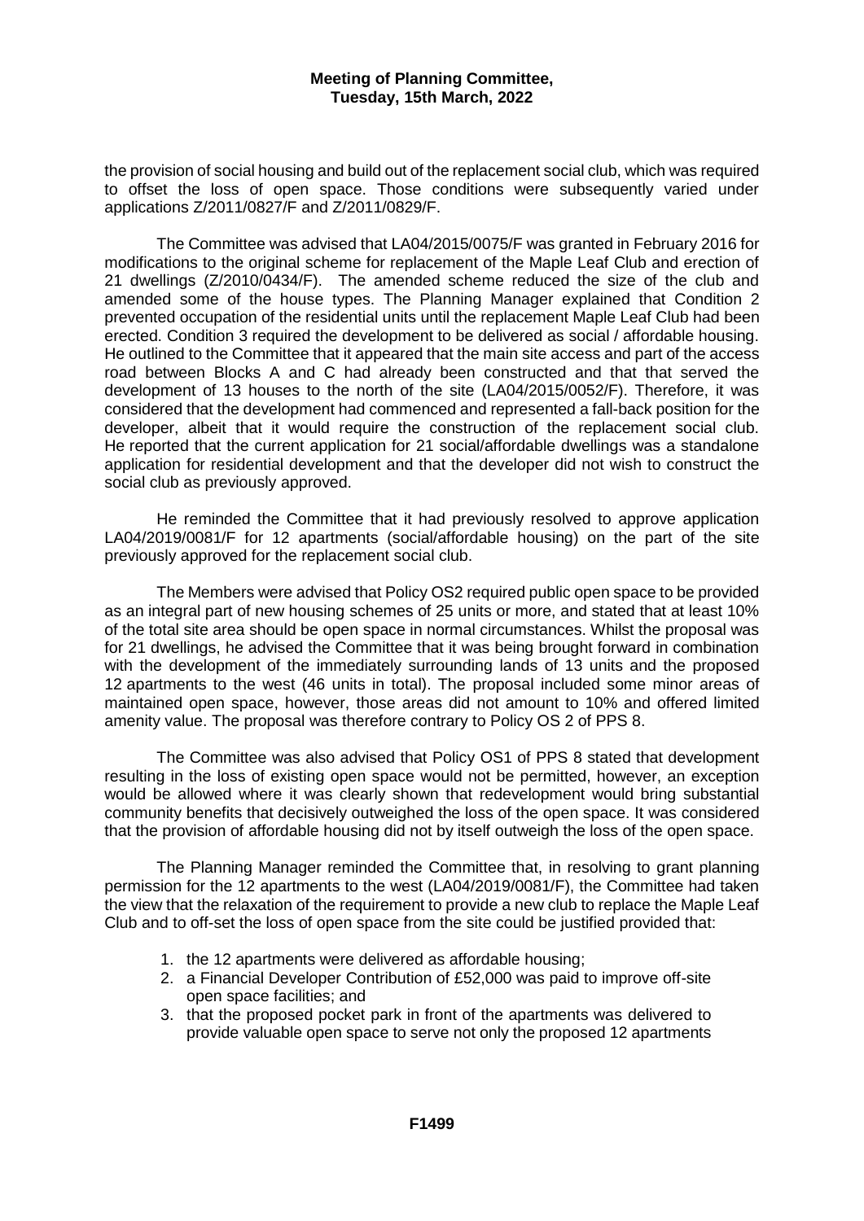the provision of social housing and build out of the replacement social club, which was required to offset the loss of open space. Those conditions were subsequently varied under applications Z/2011/0827/F and Z/2011/0829/F.

The Committee was advised that LA04/2015/0075/F was granted in February 2016 for modifications to the original scheme for replacement of the Maple Leaf Club and erection of 21 dwellings (Z/2010/0434/F). The amended scheme reduced the size of the club and amended some of the house types. The Planning Manager explained that Condition 2 prevented occupation of the residential units until the replacement Maple Leaf Club had been erected. Condition 3 required the development to be delivered as social / affordable housing. He outlined to the Committee that it appeared that the main site access and part of the access road between Blocks A and C had already been constructed and that that served the development of 13 houses to the north of the site (LA04/2015/0052/F). Therefore, it was considered that the development had commenced and represented a fall-back position for the developer, albeit that it would require the construction of the replacement social club. He reported that the current application for 21 social/affordable dwellings was a standalone application for residential development and that the developer did not wish to construct the social club as previously approved.

He reminded the Committee that it had previously resolved to approve application LA04/2019/0081/F for 12 apartments (social/affordable housing) on the part of the site previously approved for the replacement social club.

The Members were advised that Policy OS2 required public open space to be provided as an integral part of new housing schemes of 25 units or more, and stated that at least 10% of the total site area should be open space in normal circumstances. Whilst the proposal was for 21 dwellings, he advised the Committee that it was being brought forward in combination with the development of the immediately surrounding lands of 13 units and the proposed 12 apartments to the west (46 units in total). The proposal included some minor areas of maintained open space, however, those areas did not amount to 10% and offered limited amenity value. The proposal was therefore contrary to Policy OS 2 of PPS 8.

The Committee was also advised that Policy OS1 of PPS 8 stated that development resulting in the loss of existing open space would not be permitted, however, an exception would be allowed where it was clearly shown that redevelopment would bring substantial community benefits that decisively outweighed the loss of the open space. It was considered that the provision of affordable housing did not by itself outweigh the loss of the open space.

The Planning Manager reminded the Committee that, in resolving to grant planning permission for the 12 apartments to the west (LA04/2019/0081/F), the Committee had taken the view that the relaxation of the requirement to provide a new club to replace the Maple Leaf Club and to off-set the loss of open space from the site could be justified provided that:

1. the 12 apartments were delivered as affordable housing;
2. a Financial Developer Contribution of £52,000 was paid to improve off-site open space facilities; and
3. that the proposed pocket park in front of the apartments was delivered to provide valuable open space to serve not only the proposed 12 apartments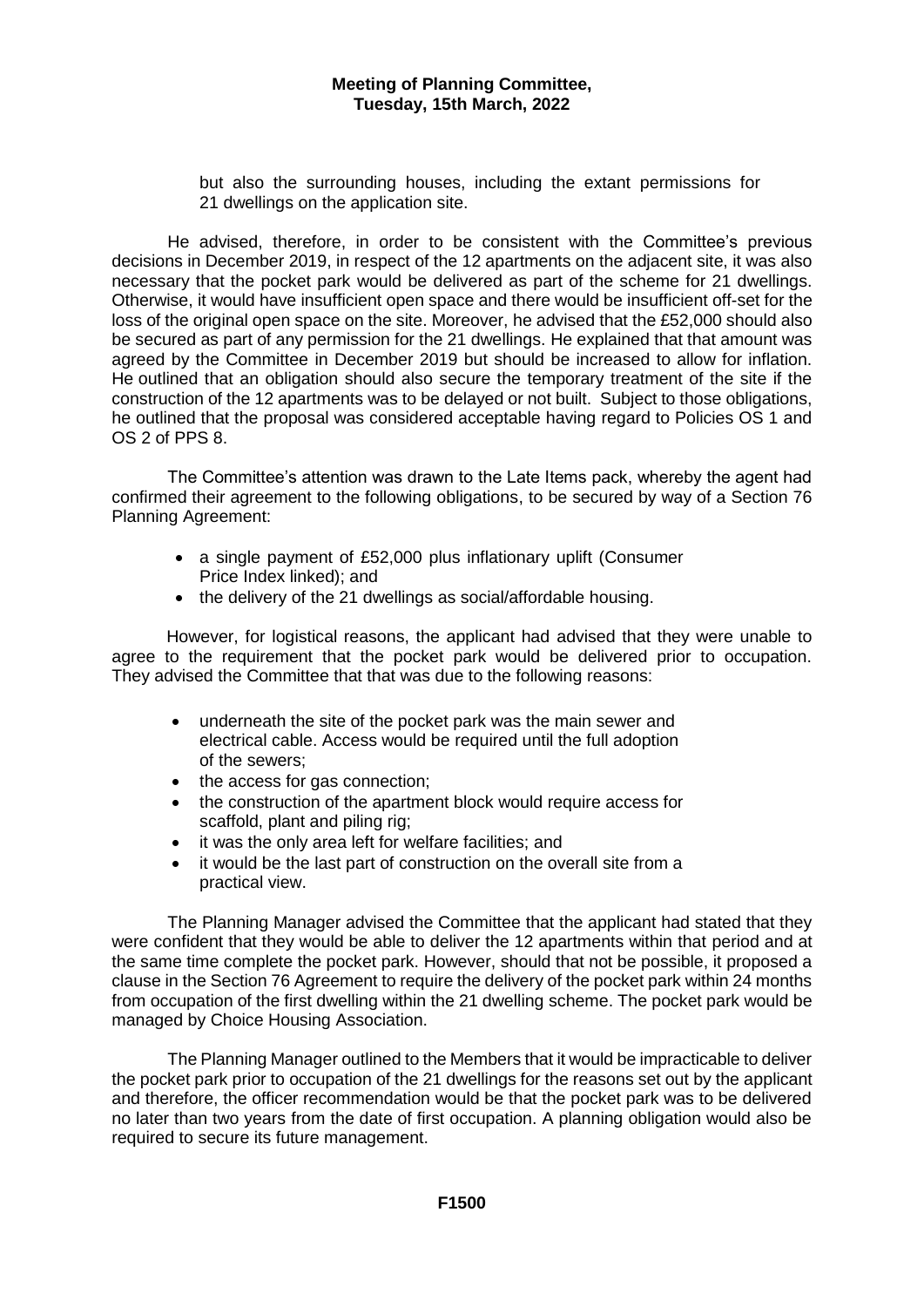but also the surrounding houses, including the extant permissions for 21 dwellings on the application site.

He advised, therefore, in order to be consistent with the Committee's previous decisions in December 2019, in respect of the 12 apartments on the adjacent site, it was also necessary that the pocket park would be delivered as part of the scheme for 21 dwellings. Otherwise, it would have insufficient open space and there would be insufficient off-set for the loss of the original open space on the site. Moreover, he advised that the £52,000 should also be secured as part of any permission for the 21 dwellings. He explained that that amount was agreed by the Committee in December 2019 but should be increased to allow for inflation. He outlined that an obligation should also secure the temporary treatment of the site if the construction of the 12 apartments was to be delayed or not built. Subject to those obligations, he outlined that the proposal was considered acceptable having regard to Policies OS 1 and OS 2 of PPS 8.

The Committee's attention was drawn to the Late Items pack, whereby the agent had confirmed their agreement to the following obligations, to be secured by way of a Section 76 Planning Agreement:

- a single payment of £52,000 plus inflationary uplift (Consumer Price Index linked); and
- the delivery of the 21 dwellings as social/affordable housing.

However, for logistical reasons, the applicant had advised that they were unable to agree to the requirement that the pocket park would be delivered prior to occupation. They advised the Committee that that was due to the following reasons:

- underneath the site of the pocket park was the main sewer and electrical cable. Access would be required until the full adoption of the sewers;
- the access for gas connection;
- the construction of the apartment block would require access for scaffold, plant and piling rig;
- it was the only area left for welfare facilities; and
- it would be the last part of construction on the overall site from a practical view.

The Planning Manager advised the Committee that the applicant had stated that they were confident that they would be able to deliver the 12 apartments within that period and at the same time complete the pocket park. However, should that not be possible, it proposed a clause in the Section 76 Agreement to require the delivery of the pocket park within 24 months from occupation of the first dwelling within the 21 dwelling scheme. The pocket park would be managed by Choice Housing Association.

The Planning Manager outlined to the Members that it would be impracticable to deliver the pocket park prior to occupation of the 21 dwellings for the reasons set out by the applicant and therefore, the officer recommendation would be that the pocket park was to be delivered no later than two years from the date of first occupation. A planning obligation would also be required to secure its future management.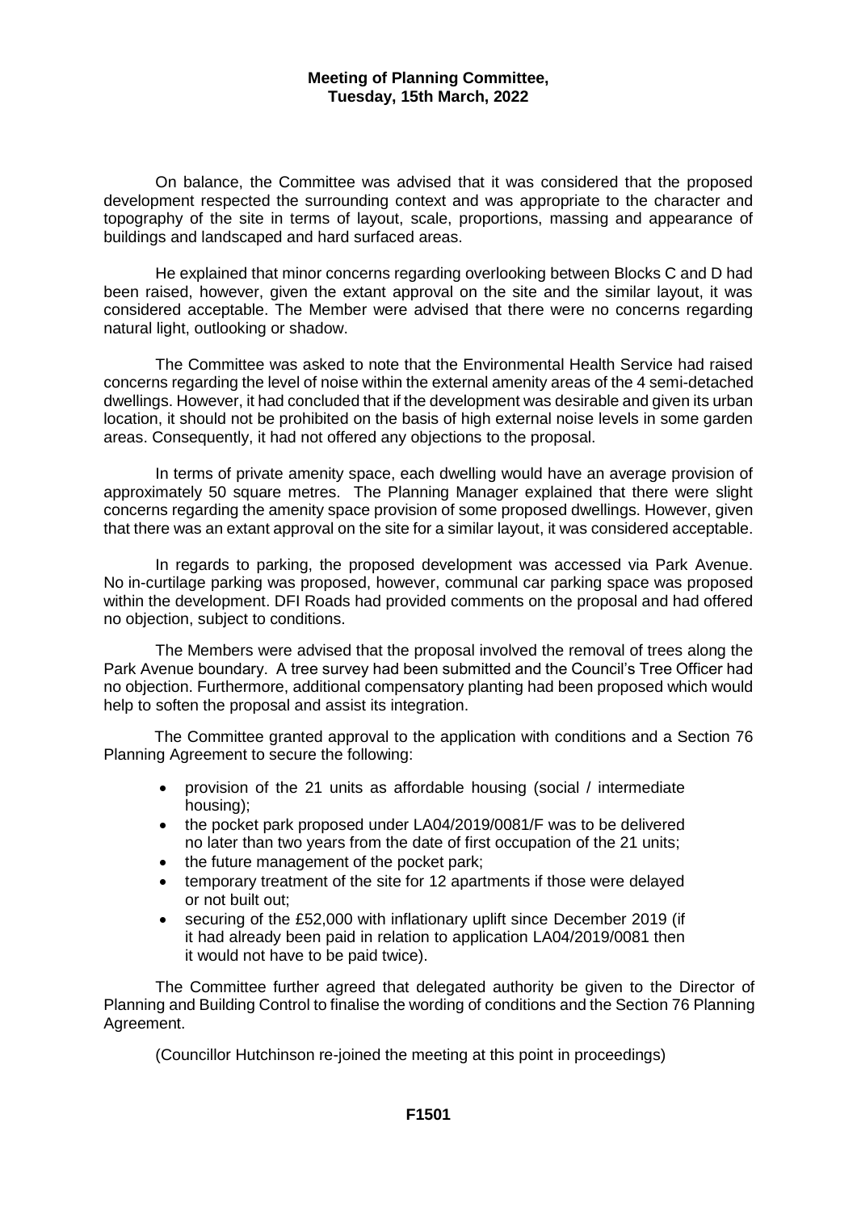On balance, the Committee was advised that it was considered that the proposed development respected the surrounding context and was appropriate to the character and topography of the site in terms of layout, scale, proportions, massing and appearance of buildings and landscaped and hard surfaced areas.

He explained that minor concerns regarding overlooking between Blocks C and D had been raised, however, given the extant approval on the site and the similar layout, it was considered acceptable. The Member were advised that there were no concerns regarding natural light, outlooking or shadow.

The Committee was asked to note that the Environmental Health Service had raised concerns regarding the level of noise within the external amenity areas of the 4 semi-detached dwellings. However, it had concluded that if the development was desirable and given its urban location, it should not be prohibited on the basis of high external noise levels in some garden areas. Consequently, it had not offered any objections to the proposal.

In terms of private amenity space, each dwelling would have an average provision of approximately 50 square metres. The Planning Manager explained that there were slight concerns regarding the amenity space provision of some proposed dwellings. However, given that there was an extant approval on the site for a similar layout, it was considered acceptable.

In regards to parking, the proposed development was accessed via Park Avenue. No in-curtilage parking was proposed, however, communal car parking space was proposed within the development. DFI Roads had provided comments on the proposal and had offered no objection, subject to conditions.

The Members were advised that the proposal involved the removal of trees along the Park Avenue boundary. A tree survey had been submitted and the Council's Tree Officer had no objection. Furthermore, additional compensatory planting had been proposed which would help to soften the proposal and assist its integration.

The Committee granted approval to the application with conditions and a Section 76 Planning Agreement to secure the following:

- provision of the 21 units as affordable housing (social / intermediate housing);
- the pocket park proposed under LA04/2019/0081/F was to be delivered no later than two years from the date of first occupation of the 21 units;
- the future management of the pocket park;
- temporary treatment of the site for 12 apartments if those were delayed or not built out;
- securing of the £52,000 with inflationary uplift since December 2019 (if it had already been paid in relation to application LA04/2019/0081 then it would not have to be paid twice).

The Committee further agreed that delegated authority be given to the Director of Planning and Building Control to finalise the wording of conditions and the Section 76 Planning Agreement.

(Councillor Hutchinson re-joined the meeting at this point in proceedings)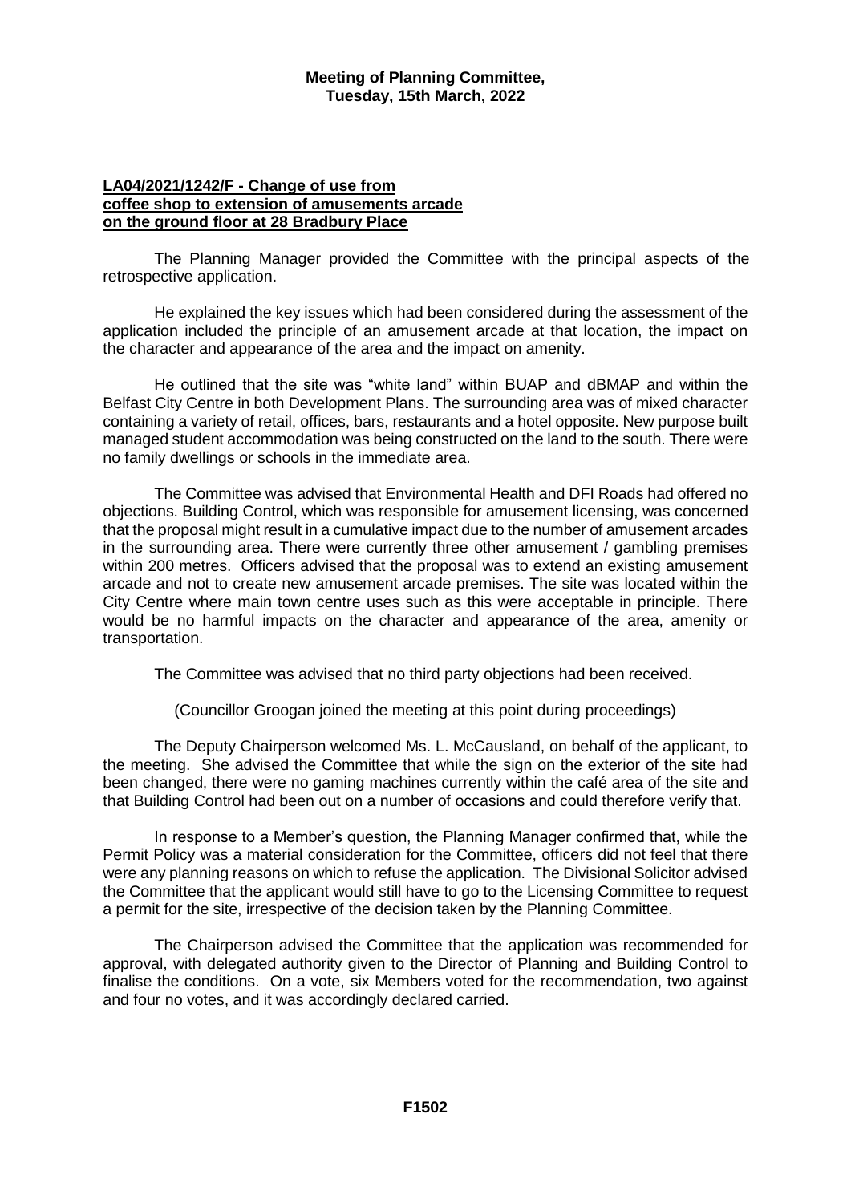**LA04/2021/1242/F - Change of use from coffee shop to extension of amusements arcade on the ground floor at 28 Bradbury Place**

The Planning Manager provided the Committee with the principal aspects of the retrospective application.

He explained the key issues which had been considered during the assessment of the application included the principle of an amusement arcade at that location, the impact on the character and appearance of the area and the impact on amenity.

He outlined that the site was "white land" within BUAP and dBMAP and within the Belfast City Centre in both Development Plans. The surrounding area was of mixed character containing a variety of retail, offices, bars, restaurants and a hotel opposite. New purpose built managed student accommodation was being constructed on the land to the south. There were no family dwellings or schools in the immediate area.

The Committee was advised that Environmental Health and DFI Roads had offered no objections. Building Control, which was responsible for amusement licensing, was concerned that the proposal might result in a cumulative impact due to the number of amusement arcades in the surrounding area. There were currently three other amusement / gambling premises within 200 metres. Officers advised that the proposal was to extend an existing amusement arcade and not to create new amusement arcade premises. The site was located within the City Centre where main town centre uses such as this were acceptable in principle. There would be no harmful impacts on the character and appearance of the area, amenity or transportation.

The Committee was advised that no third party objections had been received.

(Councillor Groogan joined the meeting at this point during proceedings)

The Deputy Chairperson welcomed Ms. L. McCausland, on behalf of the applicant, to the meeting. She advised the Committee that while the sign on the exterior of the site had been changed, there were no gaming machines currently within the café area of the site and that Building Control had been out on a number of occasions and could therefore verify that.

In response to a Member's question, the Planning Manager confirmed that, while the Permit Policy was a material consideration for the Committee, officers did not feel that there were any planning reasons on which to refuse the application. The Divisional Solicitor advised the Committee that the applicant would still have to go to the Licensing Committee to request a permit for the site, irrespective of the decision taken by the Planning Committee.

The Chairperson advised the Committee that the application was recommended for approval, with delegated authority given to the Director of Planning and Building Control to finalise the conditions. On a vote, six Members voted for the recommendation, two against and four no votes, and it was accordingly declared carried.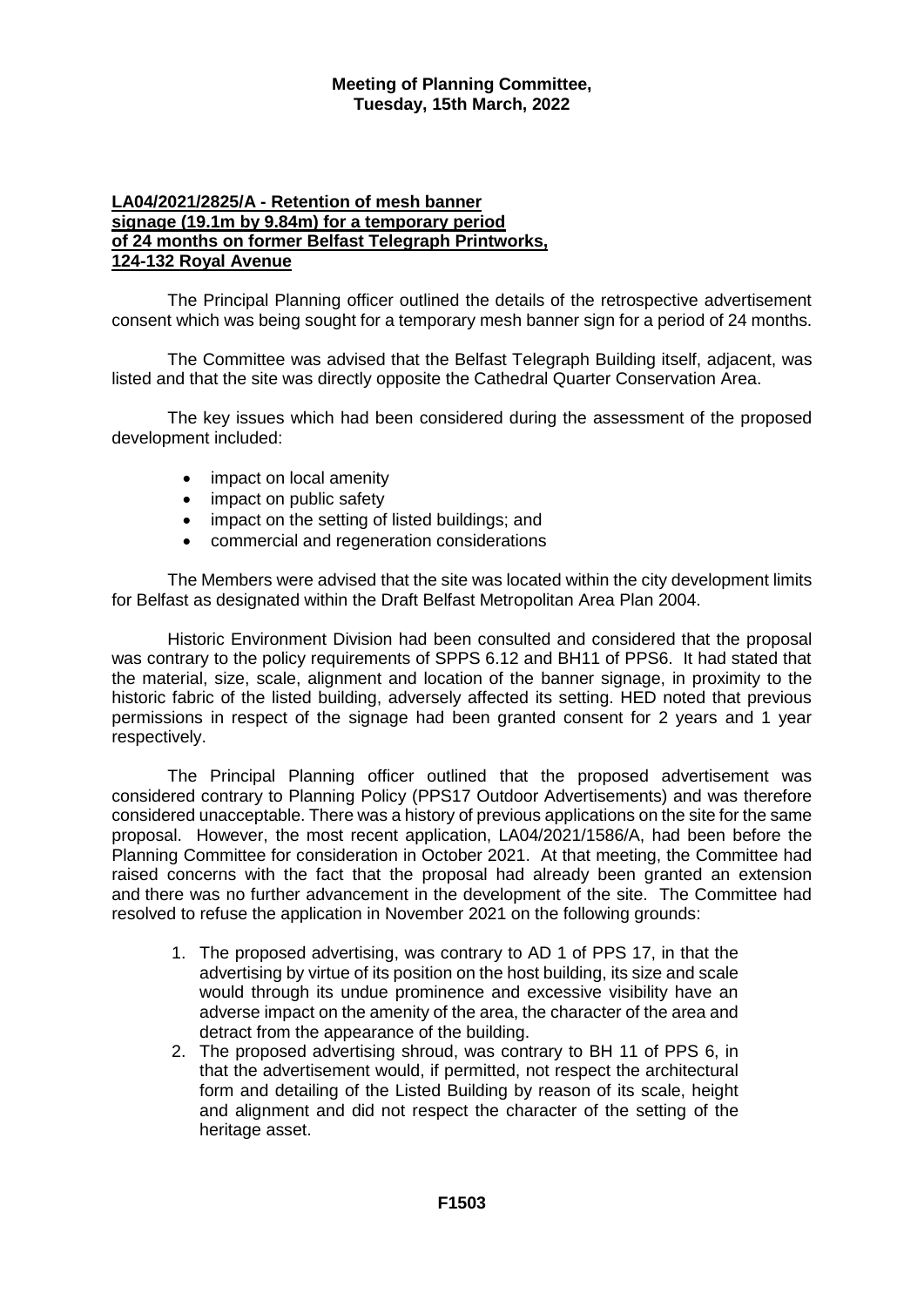**Meeting of Planning Committee, Tuesday, 15th March, 2022**

**LA04/2021/2825/A - Retention of mesh banner signage (19.1m by 9.84m) for a temporary period of 24 months on former Belfast Telegraph Printworks, 124-132 Royal Avenue**

The Principal Planning officer outlined the details of the retrospective advertisement consent which was being sought for a temporary mesh banner sign for a period of 24 months.

The Committee was advised that the Belfast Telegraph Building itself, adjacent, was listed and that the site was directly opposite the Cathedral Quarter Conservation Area.

The key issues which had been considered during the assessment of the proposed development included:

- impact on local amenity
- impact on public safety
- impact on the setting of listed buildings; and
- commercial and regeneration considerations

The Members were advised that the site was located within the city development limits for Belfast as designated within the Draft Belfast Metropolitan Area Plan 2004.

Historic Environment Division had been consulted and considered that the proposal was contrary to the policy requirements of SPPS 6.12 and BH11 of PPS6. It had stated that the material, size, scale, alignment and location of the banner signage, in proximity to the historic fabric of the listed building, adversely affected its setting. HED noted that previous permissions in respect of the signage had been granted consent for 2 years and 1 year respectively.

The Principal Planning officer outlined that the proposed advertisement was considered contrary to Planning Policy (PPS17 Outdoor Advertisements) and was therefore considered unacceptable. There was a history of previous applications on the site for the same proposal. However, the most recent application, LA04/2021/1586/A, had been before the Planning Committee for consideration in October 2021. At that meeting, the Committee had raised concerns with the fact that the proposal had already been granted an extension and there was no further advancement in the development of the site. The Committee had resolved to refuse the application in November 2021 on the following grounds:

1. The proposed advertising, was contrary to AD 1 of PPS 17, in that the advertising by virtue of its position on the host building, its size and scale would through its undue prominence and excessive visibility have an adverse impact on the amenity of the area, the character of the area and detract from the appearance of the building.
2. The proposed advertising shroud, was contrary to BH 11 of PPS 6, in that the advertisement would, if permitted, not respect the architectural form and detailing of the Listed Building by reason of its scale, height and alignment and did not respect the character of the setting of the heritage asset.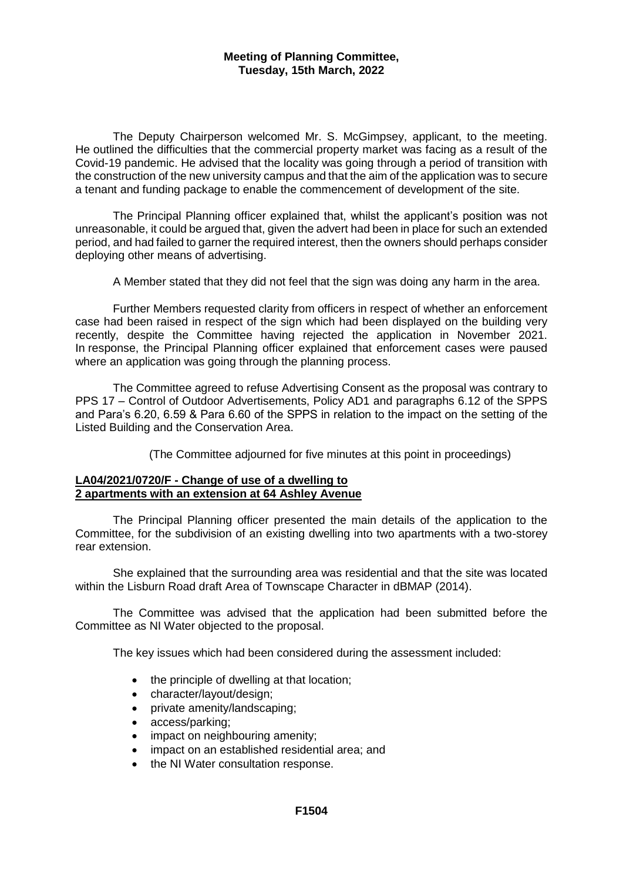The Deputy Chairperson welcomed Mr. S. McGimpsey, applicant, to the meeting. He outlined the difficulties that the commercial property market was facing as a result of the Covid-19 pandemic. He advised that the locality was going through a period of transition with the construction of the new university campus and that the aim of the application was to secure a tenant and funding package to enable the commencement of development of the site.

The Principal Planning officer explained that, whilst the applicant's position was not unreasonable, it could be argued that, given the advert had been in place for such an extended period, and had failed to garner the required interest, then the owners should perhaps consider deploying other means of advertising.

A Member stated that they did not feel that the sign was doing any harm in the area.

Further Members requested clarity from officers in respect of whether an enforcement case had been raised in respect of the sign which had been displayed on the building very recently, despite the Committee having rejected the application in November 2021. In response, the Principal Planning officer explained that enforcement cases were paused where an application was going through the planning process.

The Committee agreed to refuse Advertising Consent as the proposal was contrary to PPS 17 – Control of Outdoor Advertisements, Policy AD1 and paragraphs 6.12 of the SPPS and Para's 6.20, 6.59 & Para 6.60 of the SPPS in relation to the impact on the setting of the Listed Building and the Conservation Area.

(The Committee adjourned for five minutes at this point in proceedings)

**LA04/2021/0720/F - Change of use of a dwelling to 2 apartments with an extension at 64 Ashley Avenue**

The Principal Planning officer presented the main details of the application to the Committee, for the subdivision of an existing dwelling into two apartments with a two-storey rear extension.

She explained that the surrounding area was residential and that the site was located within the Lisburn Road draft Area of Townscape Character in dBMAP (2014).

The Committee was advised that the application had been submitted before the Committee as NI Water objected to the proposal.

The key issues which had been considered during the assessment included:

- the principle of dwelling at that location;
- character/layout/design;
- private amenity/landscaping;
- access/parking;
- impact on neighbouring amenity;
- impact on an established residential area; and
- the NI Water consultation response.

**F1504**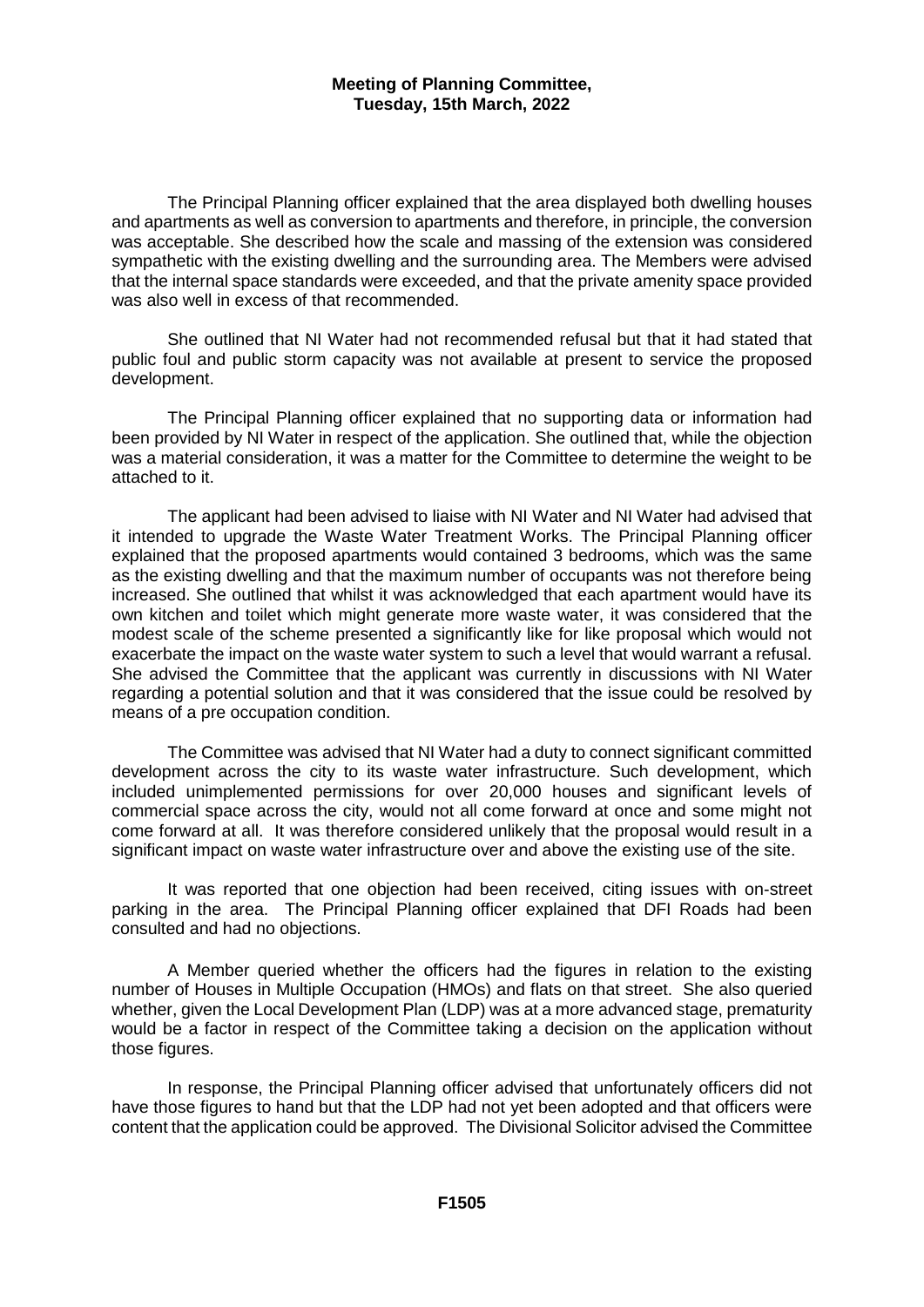The Principal Planning officer explained that the area displayed both dwelling houses and apartments as well as conversion to apartments and therefore, in principle, the conversion was acceptable. She described how the scale and massing of the extension was considered sympathetic with the existing dwelling and the surrounding area. The Members were advised that the internal space standards were exceeded, and that the private amenity space provided was also well in excess of that recommended.

She outlined that NI Water had not recommended refusal but that it had stated that public foul and public storm capacity was not available at present to service the proposed development.

The Principal Planning officer explained that no supporting data or information had been provided by NI Water in respect of the application. She outlined that, while the objection was a material consideration, it was a matter for the Committee to determine the weight to be attached to it.

The applicant had been advised to liaise with NI Water and NI Water had advised that it intended to upgrade the Waste Water Treatment Works. The Principal Planning officer explained that the proposed apartments would contained 3 bedrooms, which was the same as the existing dwelling and that the maximum number of occupants was not therefore being increased. She outlined that whilst it was acknowledged that each apartment would have its own kitchen and toilet which might generate more waste water, it was considered that the modest scale of the scheme presented a significantly like for like proposal which would not exacerbate the impact on the waste water system to such a level that would warrant a refusal. She advised the Committee that the applicant was currently in discussions with NI Water regarding a potential solution and that it was considered that the issue could be resolved by means of a pre occupation condition.

The Committee was advised that NI Water had a duty to connect significant committed development across the city to its waste water infrastructure. Such development, which included unimplemented permissions for over 20,000 houses and significant levels of commercial space across the city, would not all come forward at once and some might not come forward at all. It was therefore considered unlikely that the proposal would result in a significant impact on waste water infrastructure over and above the existing use of the site.

It was reported that one objection had been received, citing issues with on-street parking in the area. The Principal Planning officer explained that DFI Roads had been consulted and had no objections.

A Member queried whether the officers had the figures in relation to the existing number of Houses in Multiple Occupation (HMOs) and flats on that street. She also queried whether, given the Local Development Plan (LDP) was at a more advanced stage, prematurity would be a factor in respect of the Committee taking a decision on the application without those figures.

In response, the Principal Planning officer advised that unfortunately officers did not have those figures to hand but that the LDP had not yet been adopted and that officers were content that the application could be approved. The Divisional Solicitor advised the Committee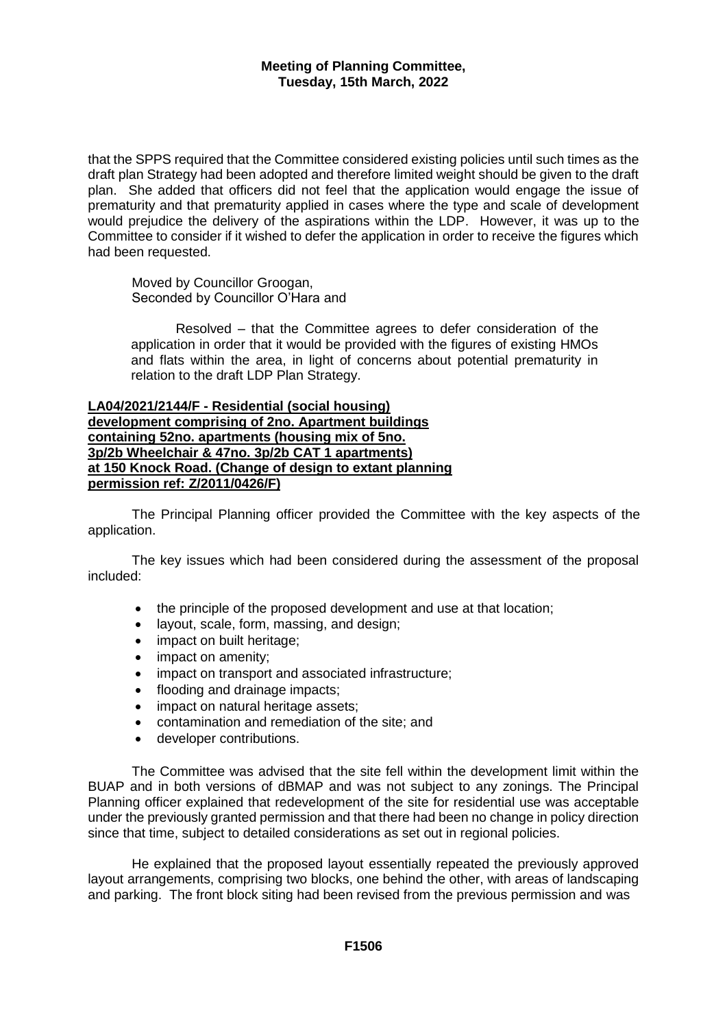that the SPPS required that the Committee considered existing policies until such times as the draft plan Strategy had been adopted and therefore limited weight should be given to the draft plan. She added that officers did not feel that the application would engage the issue of prematurity and that prematurity applied in cases where the type and scale of development would prejudice the delivery of the aspirations within the LDP. However, it was up to the Committee to consider if it wished to defer the application in order to receive the figures which had been requested.

Moved by Councillor Groogan,
Seconded by Councillor O'Hara and

Resolved – that the Committee agrees to defer consideration of the application in order that it would be provided with the figures of existing HMOs and flats within the area, in light of concerns about potential prematurity in relation to the draft LDP Plan Strategy.

**LA04/2021/2144/F - Residential (social housing) development comprising of 2no. Apartment buildings containing 52no. apartments (housing mix of 5no. 3p/2b Wheelchair & 47no. 3p/2b CAT 1 apartments) at 150 Knock Road. (Change of design to extant planning permission ref: Z/2011/0426/F)**

The Principal Planning officer provided the Committee with the key aspects of the application.

The key issues which had been considered during the assessment of the proposal included:

- the principle of the proposed development and use at that location;
- layout, scale, form, massing, and design;
- impact on built heritage;
- impact on amenity;
- impact on transport and associated infrastructure;
- flooding and drainage impacts;
- impact on natural heritage assets;
- contamination and remediation of the site; and
- developer contributions.

The Committee was advised that the site fell within the development limit within the BUAP and in both versions of dBMAP and was not subject to any zonings. The Principal Planning officer explained that redevelopment of the site for residential use was acceptable under the previously granted permission and that there had been no change in policy direction since that time, subject to detailed considerations as set out in regional policies.

He explained that the proposed layout essentially repeated the previously approved layout arrangements, comprising two blocks, one behind the other, with areas of landscaping and parking. The front block siting had been revised from the previous permission and was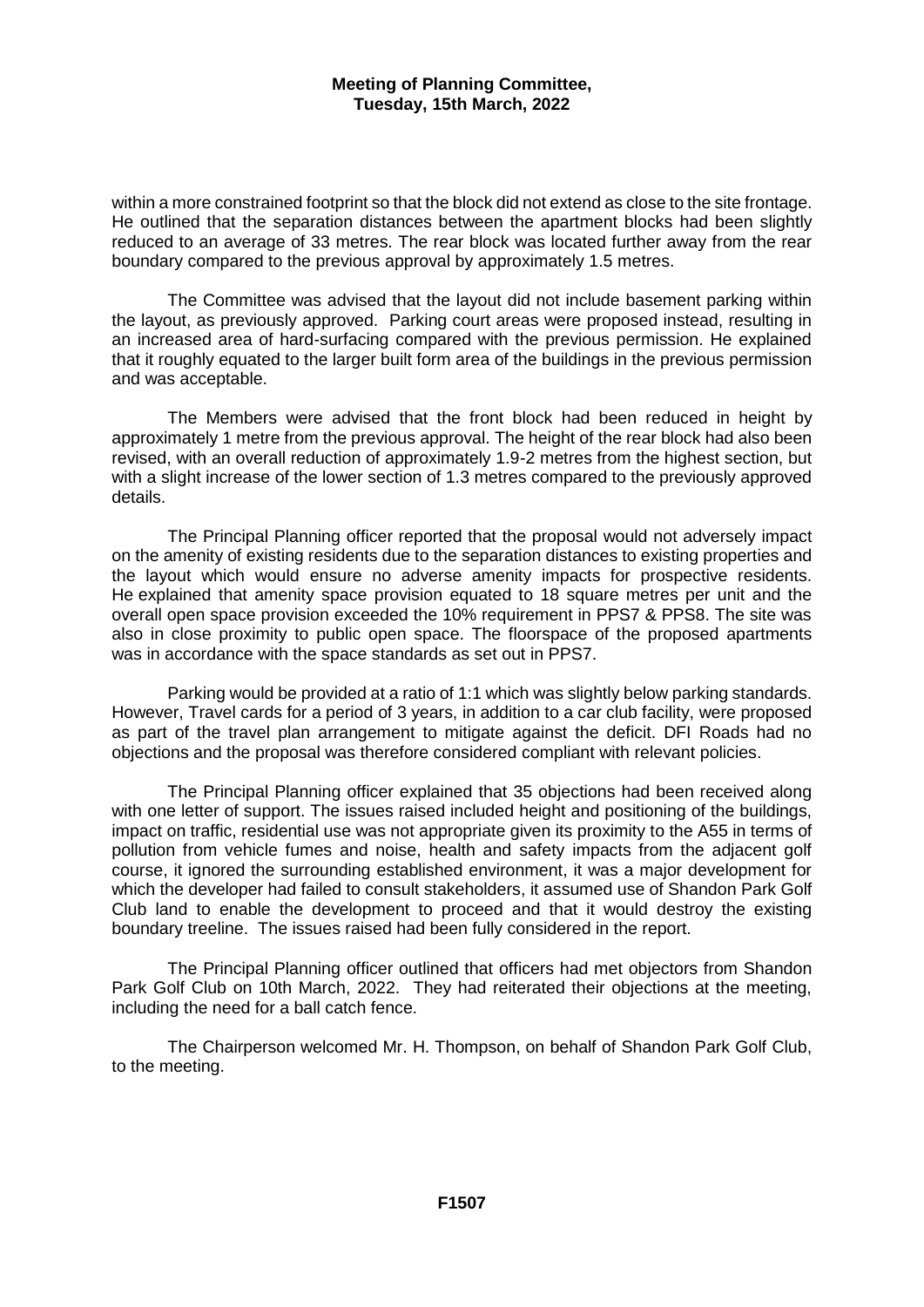within a more constrained footprint so that the block did not extend as close to the site frontage. He outlined that the separation distances between the apartment blocks had been slightly reduced to an average of 33 metres. The rear block was located further away from the rear boundary compared to the previous approval by approximately 1.5 metres.

The Committee was advised that the layout did not include basement parking within the layout, as previously approved. Parking court areas were proposed instead, resulting in an increased area of hard-surfacing compared with the previous permission. He explained that it roughly equated to the larger built form area of the buildings in the previous permission and was acceptable.

The Members were advised that the front block had been reduced in height by approximately 1 metre from the previous approval. The height of the rear block had also been revised, with an overall reduction of approximately 1.9-2 metres from the highest section, but with a slight increase of the lower section of 1.3 metres compared to the previously approved details.

The Principal Planning officer reported that the proposal would not adversely impact on the amenity of existing residents due to the separation distances to existing properties and the layout which would ensure no adverse amenity impacts for prospective residents. He explained that amenity space provision equated to 18 square metres per unit and the overall open space provision exceeded the 10% requirement in PPS7 & PPS8. The site was also in close proximity to public open space. The floorspace of the proposed apartments was in accordance with the space standards as set out in PPS7.

Parking would be provided at a ratio of 1:1 which was slightly below parking standards. However, Travel cards for a period of 3 years, in addition to a car club facility, were proposed as part of the travel plan arrangement to mitigate against the deficit. DFI Roads had no objections and the proposal was therefore considered compliant with relevant policies.

The Principal Planning officer explained that 35 objections had been received along with one letter of support. The issues raised included height and positioning of the buildings, impact on traffic, residential use was not appropriate given its proximity to the A55 in terms of pollution from vehicle fumes and noise, health and safety impacts from the adjacent golf course, it ignored the surrounding established environment, it was a major development for which the developer had failed to consult stakeholders, it assumed use of Shandon Park Golf Club land to enable the development to proceed and that it would destroy the existing boundary treeline. The issues raised had been fully considered in the report.

The Principal Planning officer outlined that officers had met objectors from Shandon Park Golf Club on 10th March, 2022. They had reiterated their objections at the meeting, including the need for a ball catch fence.

The Chairperson welcomed Mr. H. Thompson, on behalf of Shandon Park Golf Club, to the meeting.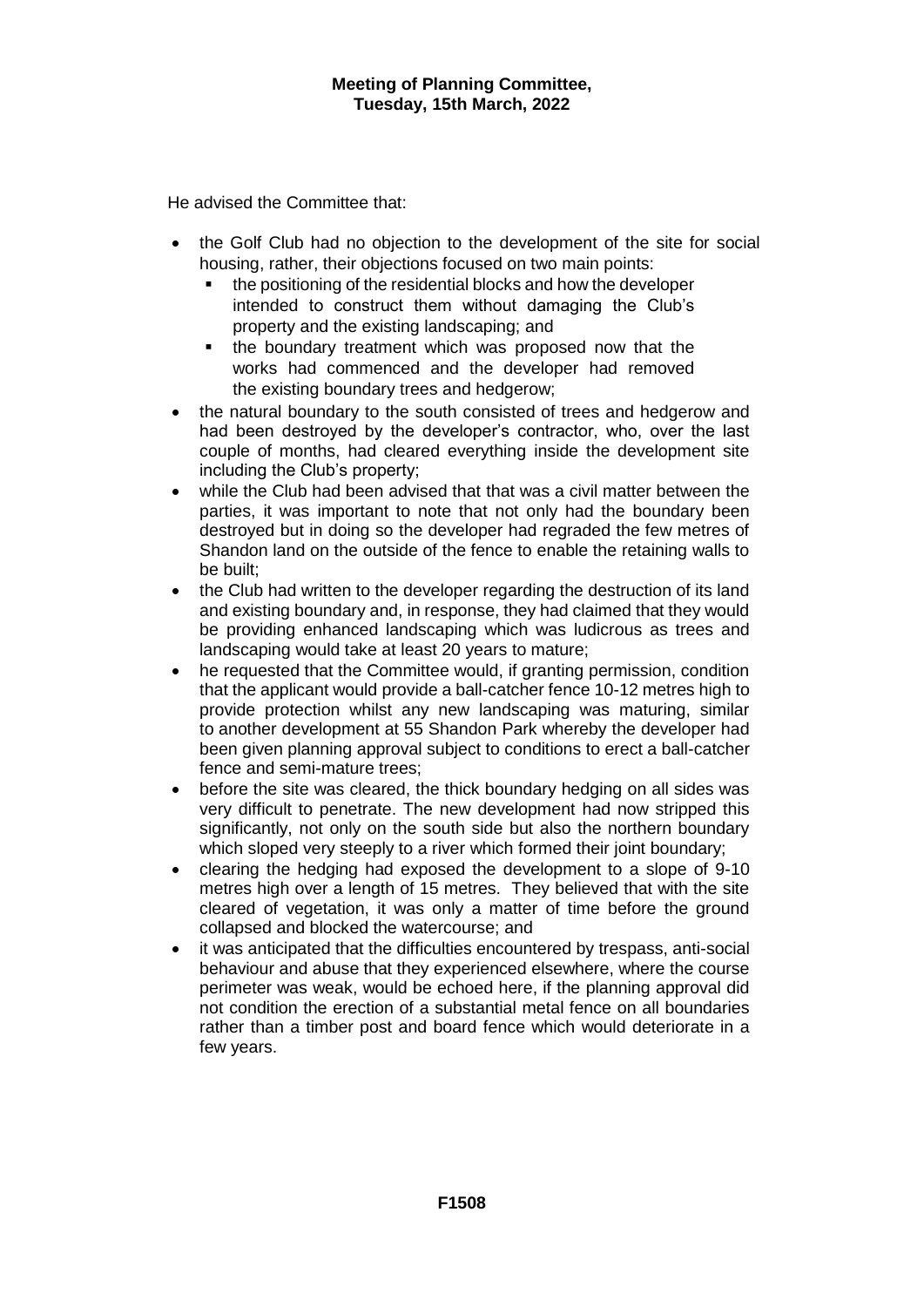He advised the Committee that:

- the Golf Club had no objection to the development of the site for social housing, rather, their objections focused on two main points:
  - the positioning of the residential blocks and how the developer intended to construct them without damaging the Club's property and the existing landscaping; and
  - the boundary treatment which was proposed now that the works had commenced and the developer had removed the existing boundary trees and hedgerow;
- the natural boundary to the south consisted of trees and hedgerow and had been destroyed by the developer's contractor, who, over the last couple of months, had cleared everything inside the development site including the Club's property;
- while the Club had been advised that that was a civil matter between the parties, it was important to note that not only had the boundary been destroyed but in doing so the developer had regraded the few metres of Shandon land on the outside of the fence to enable the retaining walls to be built;
- the Club had written to the developer regarding the destruction of its land and existing boundary and, in response, they had claimed that they would be providing enhanced landscaping which was ludicrous as trees and landscaping would take at least 20 years to mature;
- he requested that the Committee would, if granting permission, condition that the applicant would provide a ball-catcher fence 10-12 metres high to provide protection whilst any new landscaping was maturing, similar to another development at 55 Shandon Park whereby the developer had been given planning approval subject to conditions to erect a ball-catcher fence and semi-mature trees;
- before the site was cleared, the thick boundary hedging on all sides was very difficult to penetrate. The new development had now stripped this significantly, not only on the south side but also the northern boundary which sloped very steeply to a river which formed their joint boundary;
- clearing the hedging had exposed the development to a slope of 9-10 metres high over a length of 15 metres. They believed that with the site cleared of vegetation, it was only a matter of time before the ground collapsed and blocked the watercourse; and
- it was anticipated that the difficulties encountered by trespass, anti-social behaviour and abuse that they experienced elsewhere, where the course perimeter was weak, would be echoed here, if the planning approval did not condition the erection of a substantial metal fence on all boundaries rather than a timber post and board fence which would deteriorate in a few years.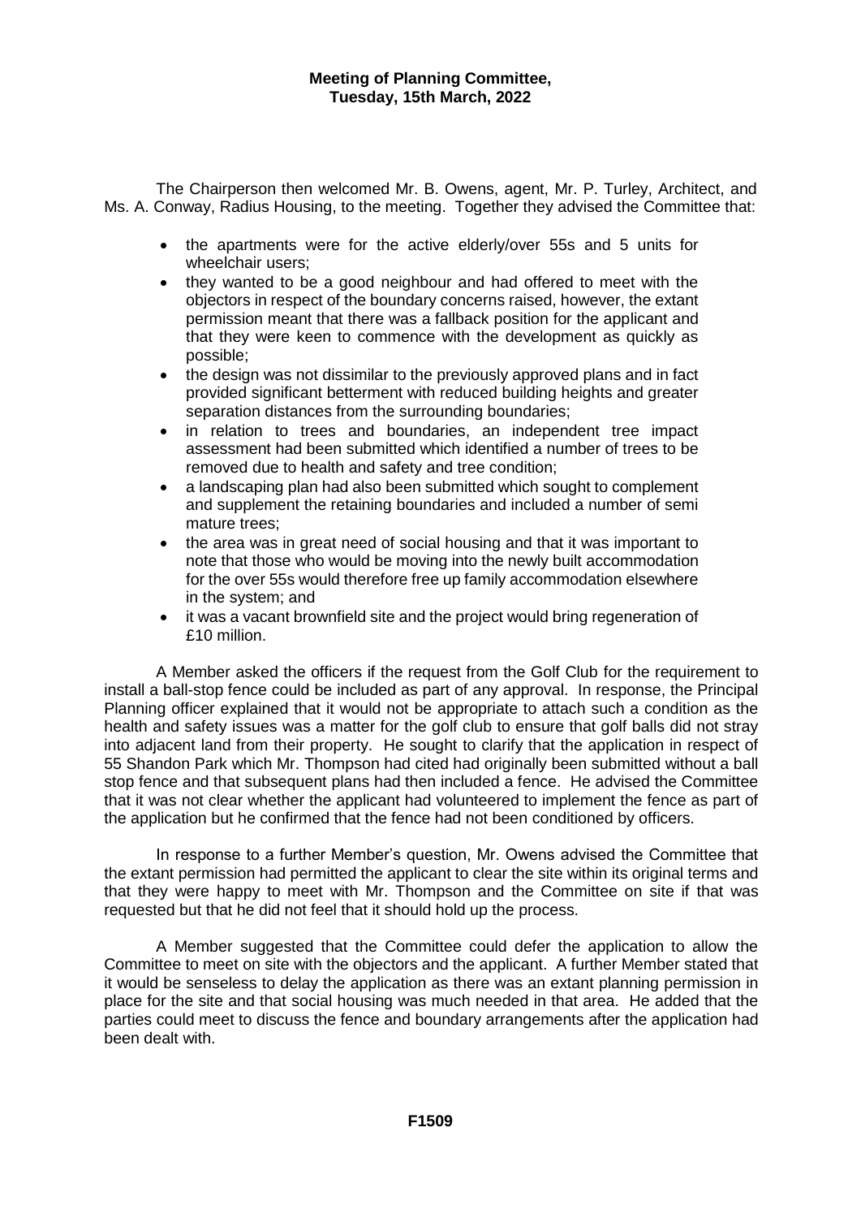The Chairperson then welcomed Mr. B. Owens, agent, Mr. P. Turley, Architect, and Ms. A. Conway, Radius Housing, to the meeting. Together they advised the Committee that:

- the apartments were for the active elderly/over 55s and 5 units for wheelchair users;
- they wanted to be a good neighbour and had offered to meet with the objectors in respect of the boundary concerns raised, however, the extant permission meant that there was a fallback position for the applicant and that they were keen to commence with the development as quickly as possible;
- the design was not dissimilar to the previously approved plans and in fact provided significant betterment with reduced building heights and greater separation distances from the surrounding boundaries;
- in relation to trees and boundaries, an independent tree impact assessment had been submitted which identified a number of trees to be removed due to health and safety and tree condition;
- a landscaping plan had also been submitted which sought to complement and supplement the retaining boundaries and included a number of semi mature trees;
- the area was in great need of social housing and that it was important to note that those who would be moving into the newly built accommodation for the over 55s would therefore free up family accommodation elsewhere in the system; and
- it was a vacant brownfield site and the project would bring regeneration of £10 million.

A Member asked the officers if the request from the Golf Club for the requirement to install a ball-stop fence could be included as part of any approval. In response, the Principal Planning officer explained that it would not be appropriate to attach such a condition as the health and safety issues was a matter for the golf club to ensure that golf balls did not stray into adjacent land from their property. He sought to clarify that the application in respect of 55 Shandon Park which Mr. Thompson had cited had originally been submitted without a ball stop fence and that subsequent plans had then included a fence. He advised the Committee that it was not clear whether the applicant had volunteered to implement the fence as part of the application but he confirmed that the fence had not been conditioned by officers.

In response to a further Member's question, Mr. Owens advised the Committee that the extant permission had permitted the applicant to clear the site within its original terms and that they were happy to meet with Mr. Thompson and the Committee on site if that was requested but that he did not feel that it should hold up the process.

A Member suggested that the Committee could defer the application to allow the Committee to meet on site with the objectors and the applicant. A further Member stated that it would be senseless to delay the application as there was an extant planning permission in place for the site and that social housing was much needed in that area. He added that the parties could meet to discuss the fence and boundary arrangements after the application had been dealt with.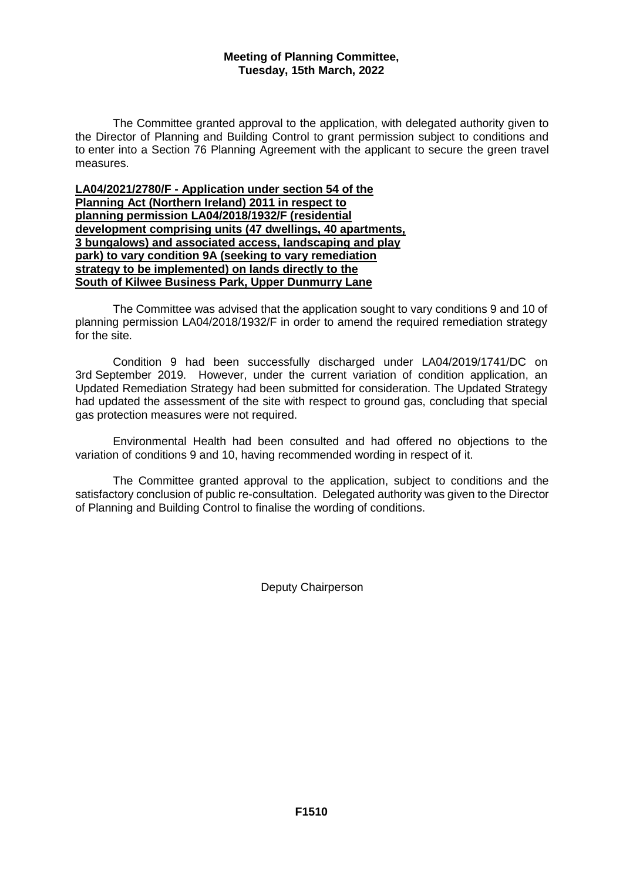The Committee granted approval to the application, with delegated authority given to the Director of Planning and Building Control to grant permission subject to conditions and to enter into a Section 76 Planning Agreement with the applicant to secure the green travel measures.

**LA04/2021/2780/F - Application under section 54 of the Planning Act (Northern Ireland) 2011 in respect to planning permission LA04/2018/1932/F (residential development comprising units (47 dwellings, 40 apartments, 3 bungalows) and associated access, landscaping and play park) to vary condition 9A (seeking to vary remediation strategy to be implemented) on lands directly to the South of Kilwee Business Park, Upper Dunmurry Lane**

The Committee was advised that the application sought to vary conditions 9 and 10 of planning permission LA04/2018/1932/F in order to amend the required remediation strategy for the site.

Condition 9 had been successfully discharged under LA04/2019/1741/DC on 3rd September 2019. However, under the current variation of condition application, an Updated Remediation Strategy had been submitted for consideration. The Updated Strategy had updated the assessment of the site with respect to ground gas, concluding that special gas protection measures were not required.

Environmental Health had been consulted and had offered no objections to the variation of conditions 9 and 10, having recommended wording in respect of it.

The Committee granted approval to the application, subject to conditions and the satisfactory conclusion of public re-consultation. Delegated authority was given to the Director of Planning and Building Control to finalise the wording of conditions.

Deputy Chairperson